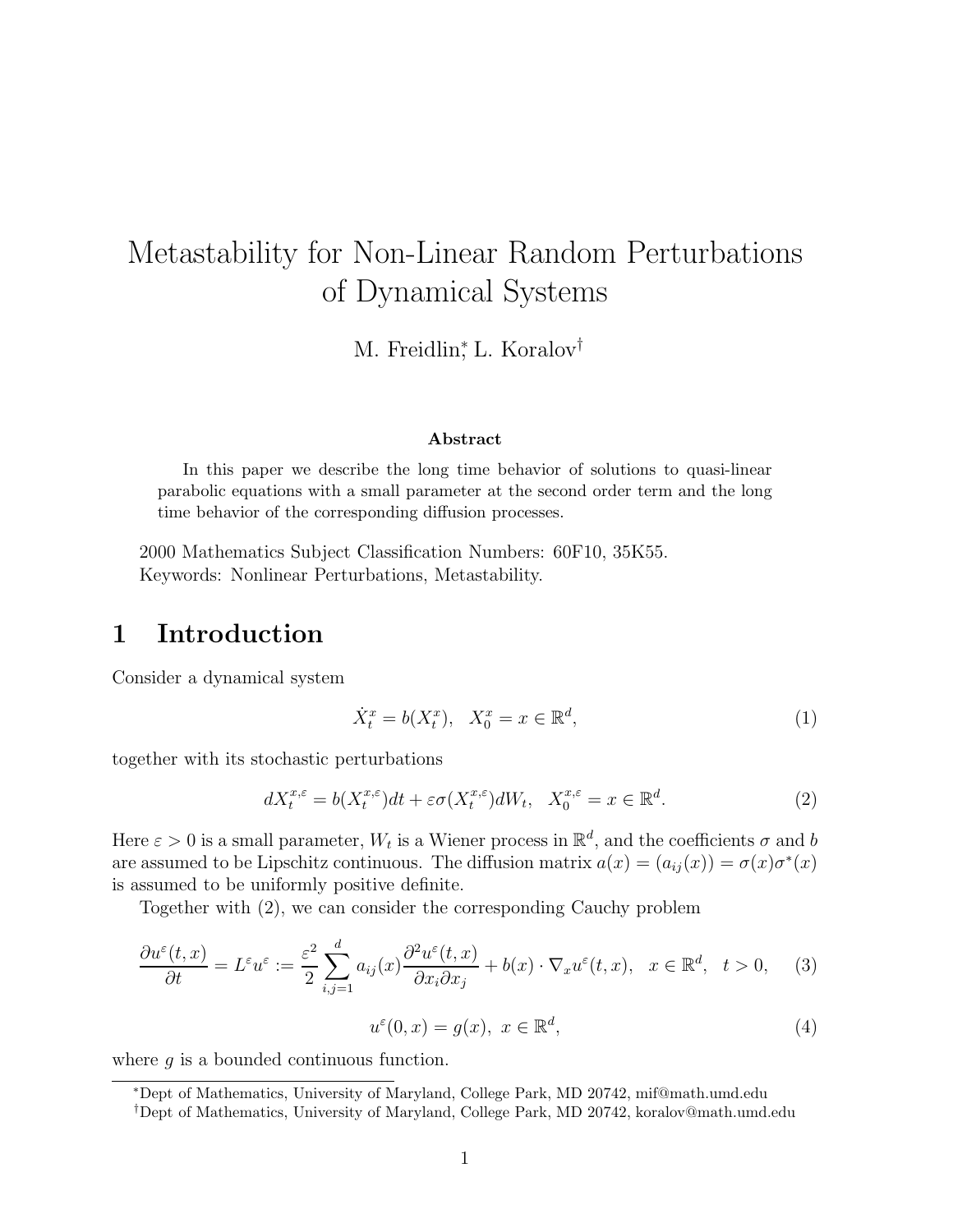# Metastability for Non-Linear Random Perturbations of Dynamical Systems

M. Freidlin[*], L. Koralov[†]

**Abstract**

In this paper we describe the long time behavior of solutions to quasi-linear parabolic equations with a small parameter at the second order term and the long time behavior of the corresponding diffusion processes.

2000 Mathematics Subject Classification Numbers: 60F10, 35K55.
Keywords: Nonlinear Perturbations, Metastability.

## 1 Introduction

Consider a dynamical system

$$\dot{X}_t^x = b(X_t^x), \quad X_0^x = x \in \mathbb{R}^d, \tag{1}$$

together with its stochastic perturbations

$$dX_t^{x,\varepsilon} = b(X_t^{x,\varepsilon})dt + \varepsilon\sigma(X_t^{x,\varepsilon})dW_t, \quad X_0^{x,\varepsilon} = x \in \mathbb{R}^d. \tag{2}$$

Here $\varepsilon > 0$ is a small parameter, $W_t$ is a Wiener process in $\mathbb{R}^d$, and the coefficients $\sigma$ and $b$ are assumed to be Lipschitz continuous. The diffusion matrix $a(x) = (a_{ij}(x)) = \sigma(x)\sigma^*(x)$ is assumed to be uniformly positive definite.

Together with (2), we can consider the corresponding Cauchy problem

$$\frac{\partial u^\varepsilon(t,x)}{\partial t} = L^\varepsilon u^\varepsilon := \frac{\varepsilon^2}{2}\sum_{i,j=1}^{d} a_{ij}(x)\frac{\partial^2 u^\varepsilon(t,x)}{\partial x_i \partial x_j} + b(x)\cdot\nabla_x u^\varepsilon(t,x), \quad x \in \mathbb{R}^d, \quad t > 0, \tag{3}$$

$$u^\varepsilon(0,x) = g(x), \; x \in \mathbb{R}^d, \tag{4}$$

where $g$ is a bounded continuous function.

---

[*] Dept of Mathematics, University of Maryland, College Park, MD 20742, mif@math.umd.edu

[†] Dept of Mathematics, University of Maryland, College Park, MD 20742, koralov@math.umd.edu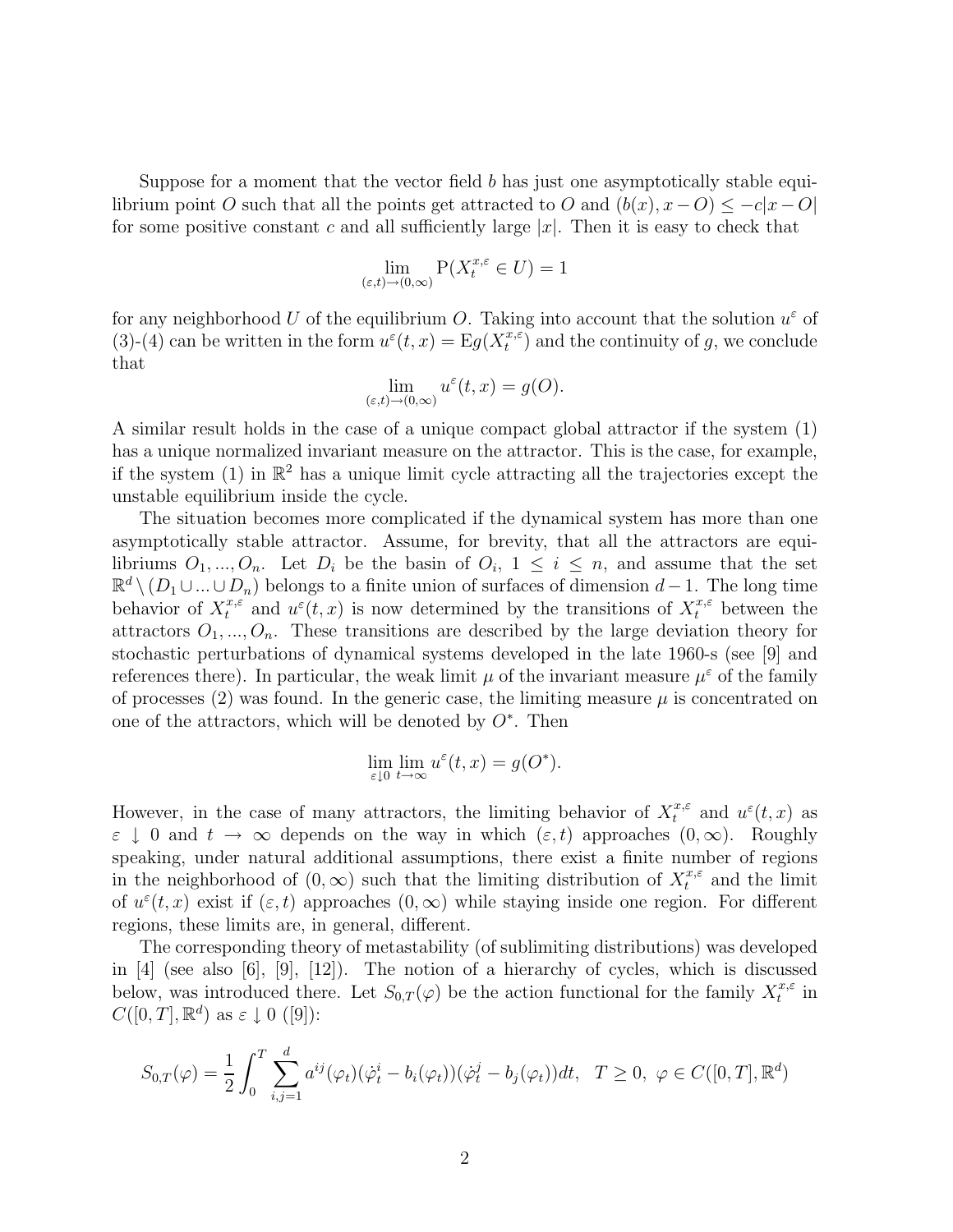Suppose for a moment that the vector field $b$ has just one asymptotically stable equilibrium point $O$ such that all the points get attracted to $O$ and $(b(x), x - O) \leq -c|x - O|$ for some positive constant $c$ and all sufficiently large $|x|$. Then it is easy to check that

$$\lim_{(\varepsilon,t)\to(0,\infty)} \mathrm{P}(X_t^{x,\varepsilon} \in U) = 1$$

for any neighborhood $U$ of the equilibrium $O$. Taking into account that the solution $u^\varepsilon$ of (3)-(4) can be written in the form $u^\varepsilon(t,x) = \mathrm{E}g(X_t^{x,\varepsilon})$ and the continuity of $g$, we conclude that

$$\lim_{(\varepsilon,t)\to(0,\infty)} u^\varepsilon(t,x) = g(O).$$

A similar result holds in the case of a unique compact global attractor if the system (1) has a unique normalized invariant measure on the attractor. This is the case, for example, if the system (1) in $\mathbb{R}^2$ has a unique limit cycle attracting all the trajectories except the unstable equilibrium inside the cycle.

The situation becomes more complicated if the dynamical system has more than one asymptotically stable attractor. Assume, for brevity, that all the attractors are equilibriums $O_1, ..., O_n$. Let $D_i$ be the basin of $O_i$, $1 \leq i \leq n$, and assume that the set $\mathbb{R}^d \setminus (D_1 \cup ... \cup D_n)$ belongs to a finite union of surfaces of dimension $d-1$. The long time behavior of $X_t^{x,\varepsilon}$ and $u^\varepsilon(t,x)$ is now determined by the transitions of $X_t^{x,\varepsilon}$ between the attractors $O_1, ..., O_n$. These transitions are described by the large deviation theory for stochastic perturbations of dynamical systems developed in the late 1960-s (see [9] and references there). In particular, the weak limit $\mu$ of the invariant measure $\mu^\varepsilon$ of the family of processes (2) was found. In the generic case, the limiting measure $\mu$ is concentrated on one of the attractors, which will be denoted by $O^*$. Then

$$\lim_{\varepsilon\downarrow 0} \lim_{t\to\infty} u^\varepsilon(t,x) = g(O^*).$$

However, in the case of many attractors, the limiting behavior of $X_t^{x,\varepsilon}$ and $u^\varepsilon(t,x)$ as $\varepsilon \downarrow 0$ and $t \to \infty$ depends on the way in which $(\varepsilon, t)$ approaches $(0, \infty)$. Roughly speaking, under natural additional assumptions, there exist a finite number of regions in the neighborhood of $(0, \infty)$ such that the limiting distribution of $X_t^{x,\varepsilon}$ and the limit of $u^\varepsilon(t,x)$ exist if $(\varepsilon, t)$ approaches $(0, \infty)$ while staying inside one region. For different regions, these limits are, in general, different.

The corresponding theory of metastability (of sublimiting distributions) was developed in [4] (see also [6], [9], [12]). The notion of a hierarchy of cycles, which is discussed below, was introduced there. Let $S_{0,T}(\varphi)$ be the action functional for the family $X_t^{x,\varepsilon}$ in $C([0,T], \mathbb{R}^d)$ as $\varepsilon \downarrow 0$ ([9]):

$$S_{0,T}(\varphi) = \frac{1}{2} \int_0^T \sum_{i,j=1}^d a^{ij}(\varphi_t)(\dot{\varphi}_t^i - b_i(\varphi_t))(\dot{\varphi}_t^j - b_j(\varphi_t))dt, \quad T \geq 0, \ \varphi \in C([0,T], \mathbb{R}^d)$$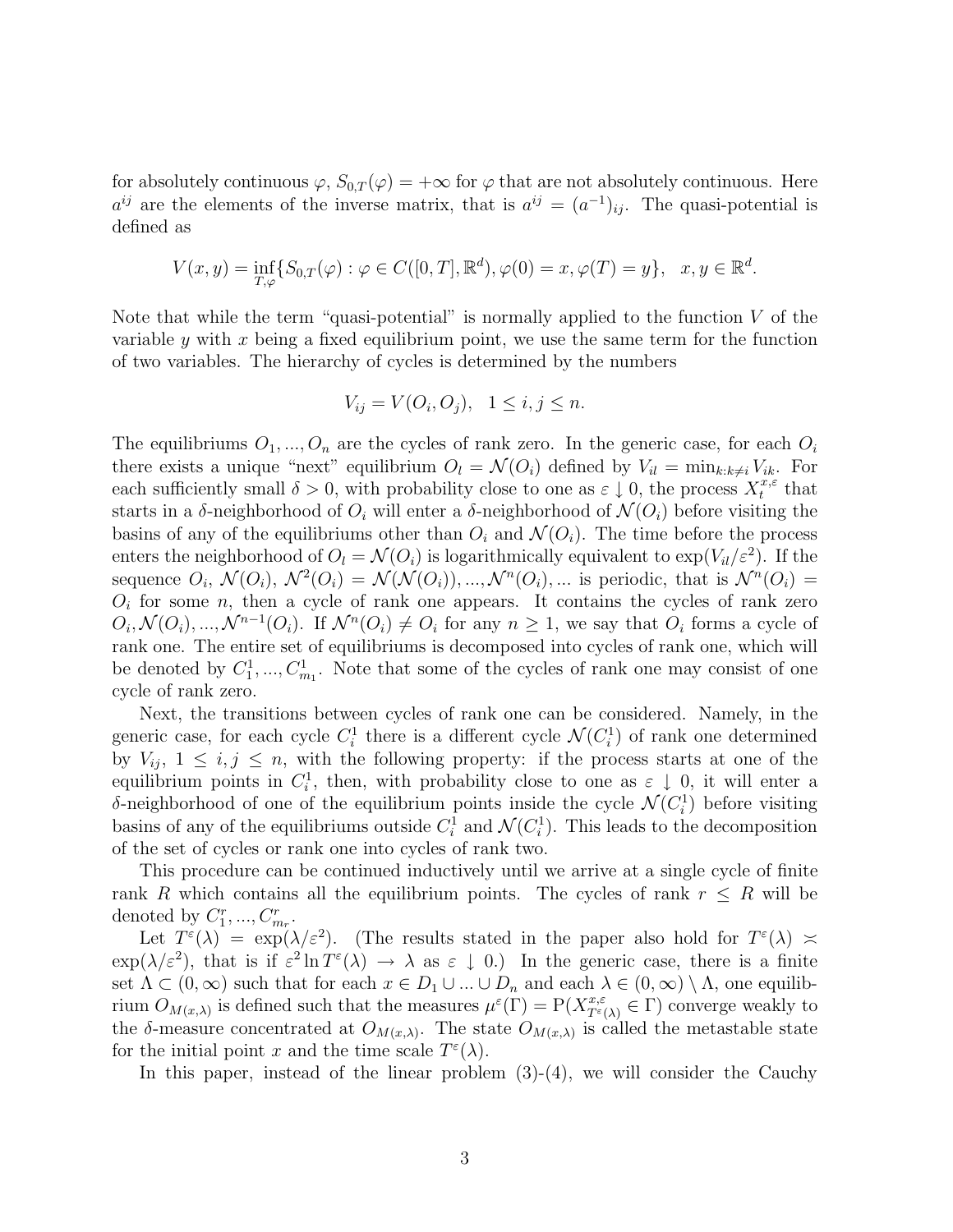for absolutely continuous $\varphi$, $S_{0,T}(\varphi) = +\infty$ for $\varphi$ that are not absolutely continuous. Here $a^{ij}$ are the elements of the inverse matrix, that is $a^{ij} = (a^{-1})_{ij}$. The quasi-potential is defined as

$$V(x,y) = \inf_{T,\varphi}\{S_{0,T}(\varphi) : \varphi \in C([0,T],\mathbb{R}^d), \varphi(0) = x, \varphi(T) = y\}, \quad x, y \in \mathbb{R}^d.$$

Note that while the term "quasi-potential" is normally applied to the function $V$ of the variable $y$ with $x$ being a fixed equilibrium point, we use the same term for the function of two variables. The hierarchy of cycles is determined by the numbers

$$V_{ij} = V(O_i, O_j), \quad 1 \leq i, j \leq n.$$

The equilibriums $O_1, ..., O_n$ are the cycles of rank zero. In the generic case, for each $O_i$ there exists a unique "next" equilibrium $O_l = \mathcal{N}(O_i)$ defined by $V_{il} = \min_{k:k\neq i} V_{ik}$. For each sufficiently small $\delta > 0$, with probability close to one as $\varepsilon \downarrow 0$, the process $X^{x,\varepsilon}_t$ that starts in a $\delta$-neighborhood of $O_i$ will enter a $\delta$-neighborhood of $\mathcal{N}(O_i)$ before visiting the basins of any of the equilibriums other than $O_i$ and $\mathcal{N}(O_i)$. The time before the process enters the neighborhood of $O_l = \mathcal{N}(O_i)$ is logarithmically equivalent to $\exp(V_{il}/\varepsilon^2)$. If the sequence $O_i$, $\mathcal{N}(O_i)$, $\mathcal{N}^2(O_i) = \mathcal{N}(\mathcal{N}(O_i)), ..., \mathcal{N}^n(O_i), ...$ is periodic, that is $\mathcal{N}^n(O_i) = O_i$ for some $n$, then a cycle of rank one appears. It contains the cycles of rank zero $O_i, \mathcal{N}(O_i), ..., \mathcal{N}^{n-1}(O_i)$. If $\mathcal{N}^n(O_i) \neq O_i$ for any $n \geq 1$, we say that $O_i$ forms a cycle of rank one. The entire set of equilibriums is decomposed into cycles of rank one, which will be denoted by $C^1_1, ..., C^1_{m_1}$. Note that some of the cycles of rank one may consist of one cycle of rank zero.

Next, the transitions between cycles of rank one can be considered. Namely, in the generic case, for each cycle $C^1_i$ there is a different cycle $\mathcal{N}(C^1_i)$ of rank one determined by $V_{ij}$, $1 \leq i, j \leq n$, with the following property: if the process starts at one of the equilibrium points in $C^1_i$, then, with probability close to one as $\varepsilon \downarrow 0$, it will enter a $\delta$-neighborhood of one of the equilibrium points inside the cycle $\mathcal{N}(C^1_i)$ before visiting basins of any of the equilibriums outside $C^1_i$ and $\mathcal{N}(C^1_i)$. This leads to the decomposition of the set of cycles or rank one into cycles of rank two.

This procedure can be continued inductively until we arrive at a single cycle of finite rank $R$ which contains all the equilibrium points. The cycles of rank $r \leq R$ will be denoted by $C^r_1, ..., C^r_{m_r}$.

Let $T^\varepsilon(\lambda) = \exp(\lambda/\varepsilon^2)$. (The results stated in the paper also hold for $T^\varepsilon(\lambda) \asymp \exp(\lambda/\varepsilon^2)$, that is if $\varepsilon^2 \ln T^\varepsilon(\lambda) \to \lambda$ as $\varepsilon \downarrow 0$.) In the generic case, there is a finite set $\Lambda \subset (0,\infty)$ such that for each $x \in D_1 \cup ... \cup D_n$ and each $\lambda \in (0,\infty) \setminus \Lambda$, one equilibrium $O_{M(x,\lambda)}$ is defined such that the measures $\mu^\varepsilon(\Gamma) = \mathrm{P}(X^{x,\varepsilon}_{T^\varepsilon(\lambda)} \in \Gamma)$ converge weakly to the $\delta$-measure concentrated at $O_{M(x,\lambda)}$. The state $O_{M(x,\lambda)}$ is called the metastable state for the initial point $x$ and the time scale $T^\varepsilon(\lambda)$.

In this paper, instead of the linear problem (3)-(4), we will consider the Cauchy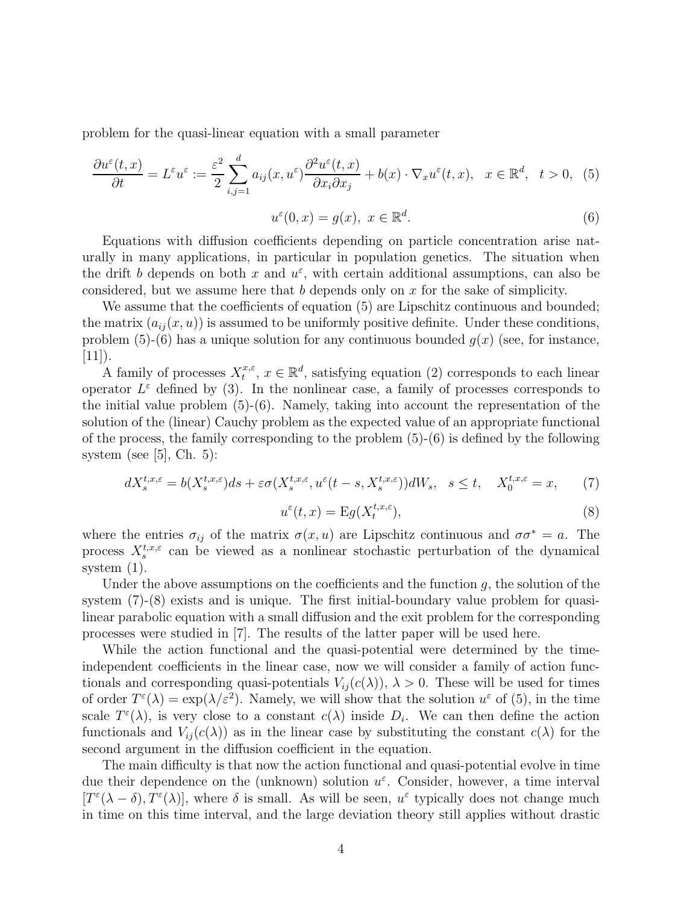problem for the quasi-linear equation with a small parameter

$$\frac{\partial u^\varepsilon(t,x)}{\partial t} = L^\varepsilon u^\varepsilon := \frac{\varepsilon^2}{2}\sum_{i,j=1}^d a_{ij}(x,u^\varepsilon)\frac{\partial^2 u^\varepsilon(t,x)}{\partial x_i \partial x_j} + b(x)\cdot\nabla_x u^\varepsilon(t,x), \quad x\in\mathbb{R}^d, \quad t>0, \quad (5)$$

$$u^\varepsilon(0,x) = g(x), \; x\in\mathbb{R}^d. \quad (6)$$

Equations with diffusion coefficients depending on particle concentration arise naturally in many applications, in particular in population genetics. The situation when the drift $b$ depends on both $x$ and $u^\varepsilon$, with certain additional assumptions, can also be considered, but we assume here that $b$ depends only on $x$ for the sake of simplicity.

We assume that the coefficients of equation (5) are Lipschitz continuous and bounded; the matrix $(a_{ij}(x,u))$ is assumed to be uniformly positive definite. Under these conditions, problem (5)-(6) has a unique solution for any continuous bounded $g(x)$ (see, for instance, [11]).

A family of processes $X_t^{x,\varepsilon}$, $x\in\mathbb{R}^d$, satisfying equation (2) corresponds to each linear operator $L^\varepsilon$ defined by (3). In the nonlinear case, a family of processes corresponds to the initial value problem (5)-(6). Namely, taking into account the representation of the solution of the (linear) Cauchy problem as the expected value of an appropriate functional of the process, the family corresponding to the problem (5)-(6) is defined by the following system (see [5], Ch. 5):

$$dX_s^{t,x,\varepsilon} = b(X_s^{t,x,\varepsilon})ds + \varepsilon\sigma(X_s^{t,x,\varepsilon}, u^\varepsilon(t-s, X_s^{t,x,\varepsilon}))dW_s, \quad s\le t, \quad X_0^{t,x,\varepsilon} = x, \quad (7)$$

$$u^\varepsilon(t,x) = \mathrm{E}g(X_t^{t,x,\varepsilon}), \quad (8)$$

where the entries $\sigma_{ij}$ of the matrix $\sigma(x,u)$ are Lipschitz continuous and $\sigma\sigma^* = a$. The process $X_s^{t,x,\varepsilon}$ can be viewed as a nonlinear stochastic perturbation of the dynamical system (1).

Under the above assumptions on the coefficients and the function $g$, the solution of the system (7)-(8) exists and is unique. The first initial-boundary value problem for quasi-linear parabolic equation with a small diffusion and the exit problem for the corresponding processes were studied in [7]. The results of the latter paper will be used here.

While the action functional and the quasi-potential were determined by the time-independent coefficients in the linear case, now we will consider a family of action functionals and corresponding quasi-potentials $V_{ij}(c(\lambda))$, $\lambda>0$. These will be used for times of order $T^\varepsilon(\lambda) = \exp(\lambda/\varepsilon^2)$. Namely, we will show that the solution $u^\varepsilon$ of (5), in the time scale $T^\varepsilon(\lambda)$, is very close to a constant $c(\lambda)$ inside $D_i$. We can then define the action functionals and $V_{ij}(c(\lambda))$ as in the linear case by substituting the constant $c(\lambda)$ for the second argument in the diffusion coefficient in the equation.

The main difficulty is that now the action functional and quasi-potential evolve in time due their dependence on the (unknown) solution $u^\varepsilon$. Consider, however, a time interval $[T^\varepsilon(\lambda-\delta), T^\varepsilon(\lambda)]$, where $\delta$ is small. As will be seen, $u^\varepsilon$ typically does not change much in time on this time interval, and the large deviation theory still applies without drastic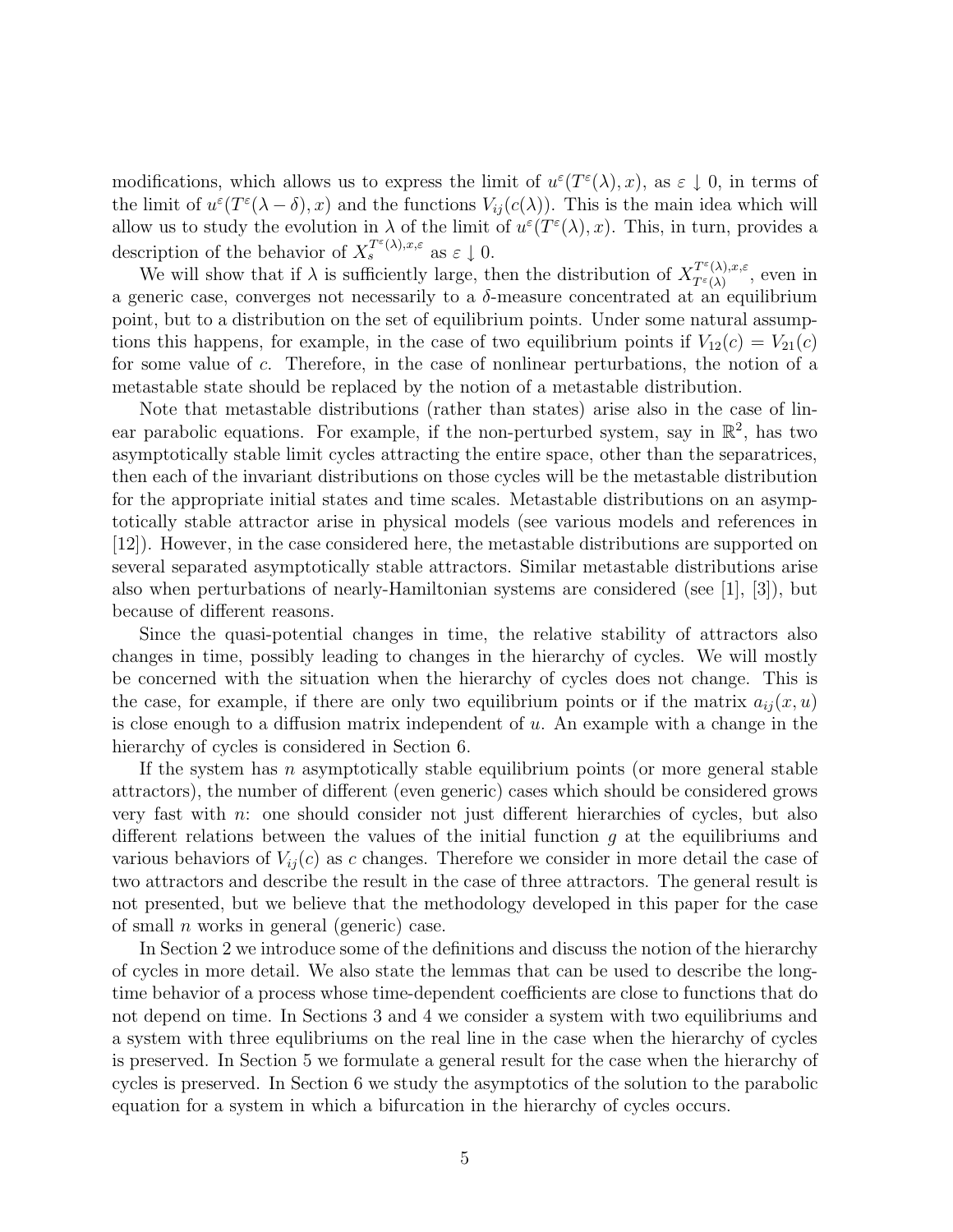modifications, which allows us to express the limit of $u^\varepsilon(T^\varepsilon(\lambda), x)$, as $\varepsilon \downarrow 0$, in terms of the limit of $u^\varepsilon(T^\varepsilon(\lambda - \delta), x)$ and the functions $V_{ij}(c(\lambda))$. This is the main idea which will allow us to study the evolution in $\lambda$ of the limit of $u^\varepsilon(T^\varepsilon(\lambda), x)$. This, in turn, provides a description of the behavior of $X_s^{T^\varepsilon(\lambda),x,\varepsilon}$ as $\varepsilon \downarrow 0$.

We will show that if $\lambda$ is sufficiently large, then the distribution of $X_{T^\varepsilon(\lambda)}^{T^\varepsilon(\lambda),x,\varepsilon}$, even in a generic case, converges not necessarily to a $\delta$-measure concentrated at an equilibrium point, but to a distribution on the set of equilibrium points. Under some natural assumptions this happens, for example, in the case of two equilibrium points if $V_{12}(c) = V_{21}(c)$ for some value of $c$. Therefore, in the case of nonlinear perturbations, the notion of a metastable state should be replaced by the notion of a metastable distribution.

Note that metastable distributions (rather than states) arise also in the case of linear parabolic equations. For example, if the non-perturbed system, say in $\mathbb{R}^2$, has two asymptotically stable limit cycles attracting the entire space, other than the separatrices, then each of the invariant distributions on those cycles will be the metastable distribution for the appropriate initial states and time scales. Metastable distributions on an asymptotically stable attractor arise in physical models (see various models and references in [12]). However, in the case considered here, the metastable distributions are supported on several separated asymptotically stable attractors. Similar metastable distributions arise also when perturbations of nearly-Hamiltonian systems are considered (see [1], [3]), but because of different reasons.

Since the quasi-potential changes in time, the relative stability of attractors also changes in time, possibly leading to changes in the hierarchy of cycles. We will mostly be concerned with the situation when the hierarchy of cycles does not change. This is the case, for example, if there are only two equilibrium points or if the matrix $a_{ij}(x, u)$ is close enough to a diffusion matrix independent of $u$. An example with a change in the hierarchy of cycles is considered in Section 6.

If the system has $n$ asymptotically stable equilibrium points (or more general stable attractors), the number of different (even generic) cases which should be considered grows very fast with $n$: one should consider not just different hierarchies of cycles, but also different relations between the values of the initial function $g$ at the equilibriums and various behaviors of $V_{ij}(c)$ as $c$ changes. Therefore we consider in more detail the case of two attractors and describe the result in the case of three attractors. The general result is not presented, but we believe that the methodology developed in this paper for the case of small $n$ works in general (generic) case.

In Section 2 we introduce some of the definitions and discuss the notion of the hierarchy of cycles in more detail. We also state the lemmas that can be used to describe the long-time behavior of a process whose time-dependent coefficients are close to functions that do not depend on time. In Sections 3 and 4 we consider a system with two equilibriums and a system with three equlibriums on the real line in the case when the hierarchy of cycles is preserved. In Section 5 we formulate a general result for the case when the hierarchy of cycles is preserved. In Section 6 we study the asymptotics of the solution to the parabolic equation for a system in which a bifurcation in the hierarchy of cycles occurs.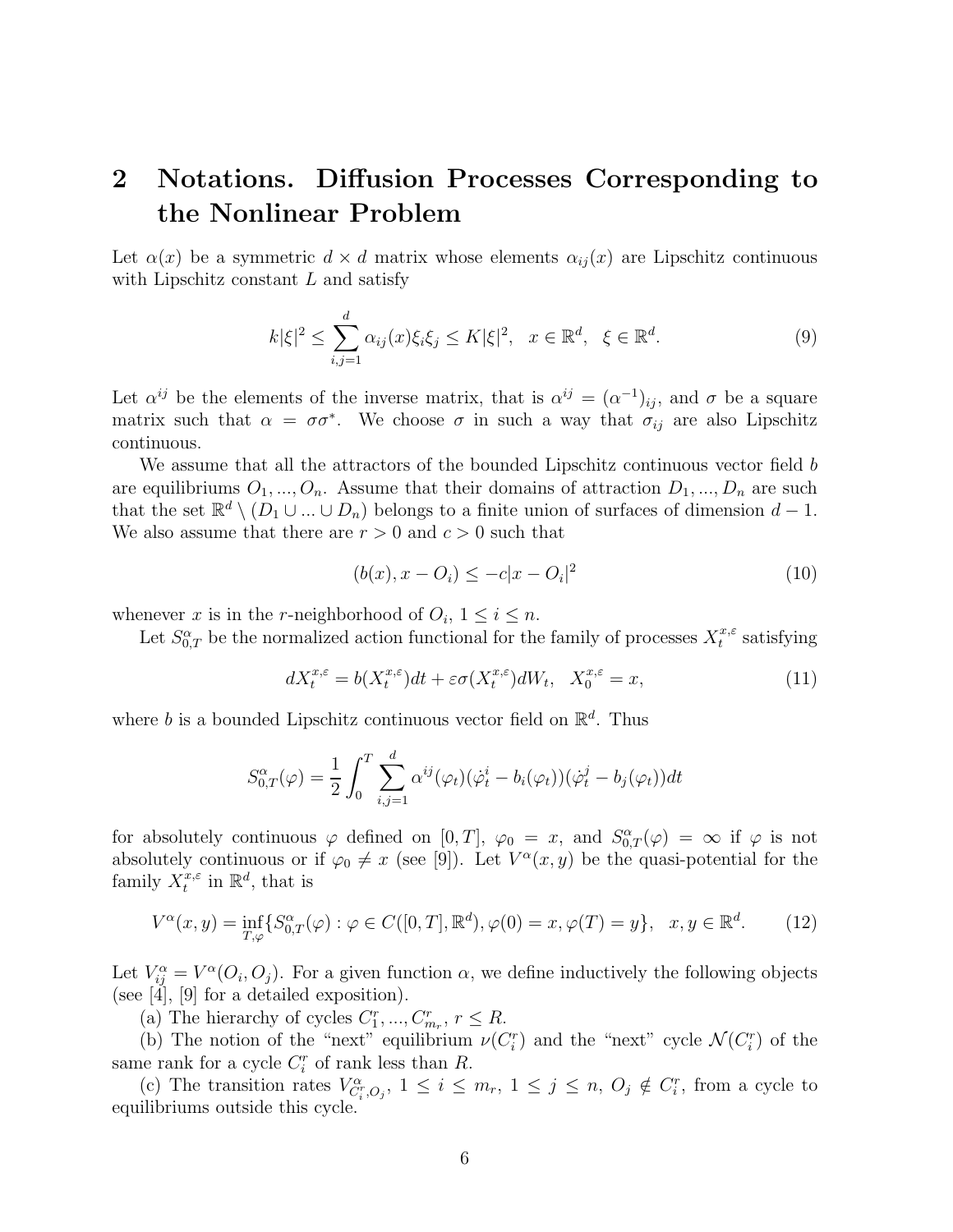## 2 Notations. Diffusion Processes Corresponding to the Nonlinear Problem

Let $\alpha(x)$ be a symmetric $d \times d$ matrix whose elements $\alpha_{ij}(x)$ are Lipschitz continuous with Lipschitz constant $L$ and satisfy

$$k|\xi|^2 \leq \sum_{i,j=1}^{d} \alpha_{ij}(x)\xi_i\xi_j \leq K|\xi|^2, \quad x \in \mathbb{R}^d, \quad \xi \in \mathbb{R}^d. \tag{9}$$

Let $\alpha^{ij}$ be the elements of the inverse matrix, that is $\alpha^{ij} = (\alpha^{-1})_{ij}$, and $\sigma$ be a square matrix such that $\alpha = \sigma\sigma^*$. We choose $\sigma$ in such a way that $\sigma_{ij}$ are also Lipschitz continuous.

We assume that all the attractors of the bounded Lipschitz continuous vector field $b$ are equilibriums $O_1, ..., O_n$. Assume that their domains of attraction $D_1, ..., D_n$ are such that the set $\mathbb{R}^d \setminus (D_1 \cup ... \cup D_n)$ belongs to a finite union of surfaces of dimension $d-1$. We also assume that there are $r > 0$ and $c > 0$ such that

$$(b(x), x - O_i) \leq -c|x - O_i|^2 \tag{10}$$

whenever $x$ is in the $r$-neighborhood of $O_i$, $1 \leq i \leq n$.

Let $S^{\alpha}_{0,T}$ be the normalized action functional for the family of processes $X^{x,\varepsilon}_t$ satisfying

$$dX^{x,\varepsilon}_t = b(X^{x,\varepsilon}_t)dt + \varepsilon\sigma(X^{x,\varepsilon}_t)dW_t, \quad X^{x,\varepsilon}_0 = x, \tag{11}$$

where $b$ is a bounded Lipschitz continuous vector field on $\mathbb{R}^d$. Thus

$$S^{\alpha}_{0,T}(\varphi) = \frac{1}{2}\int_0^T \sum_{i,j=1}^{d} \alpha^{ij}(\varphi_t)(\dot{\varphi}^i_t - b_i(\varphi_t))(\dot{\varphi}^j_t - b_j(\varphi_t))dt$$

for absolutely continuous $\varphi$ defined on $[0,T]$, $\varphi_0 = x$, and $S^{\alpha}_{0,T}(\varphi) = \infty$ if $\varphi$ is not absolutely continuous or if $\varphi_0 \neq x$ (see [9]). Let $V^{\alpha}(x,y)$ be the quasi-potential for the family $X^{x,\varepsilon}_t$ in $\mathbb{R}^d$, that is

$$V^{\alpha}(x,y) = \inf_{T,\varphi}\{S^{\alpha}_{0,T}(\varphi) : \varphi \in C([0,T],\mathbb{R}^d), \varphi(0) = x, \varphi(T) = y\}, \quad x, y \in \mathbb{R}^d. \tag{12}$$

Let $V^{\alpha}_{ij} = V^{\alpha}(O_i, O_j)$. For a given function $\alpha$, we define inductively the following objects (see [4], [9] for a detailed exposition).

(a) The hierarchy of cycles $C^r_1, ..., C^r_{m_r}$, $r \leq R$.

(b) The notion of the "next" equilibrium $\nu(C^r_i)$ and the "next" cycle $\mathcal{N}(C^r_i)$ of the same rank for a cycle $C^r_i$ of rank less than $R$.

(c) The transition rates $V^{\alpha}_{C^r_i,O_j}$, $1 \leq i \leq m_r$, $1 \leq j \leq n$, $O_j \notin C^r_i$, from a cycle to equilibriums outside this cycle.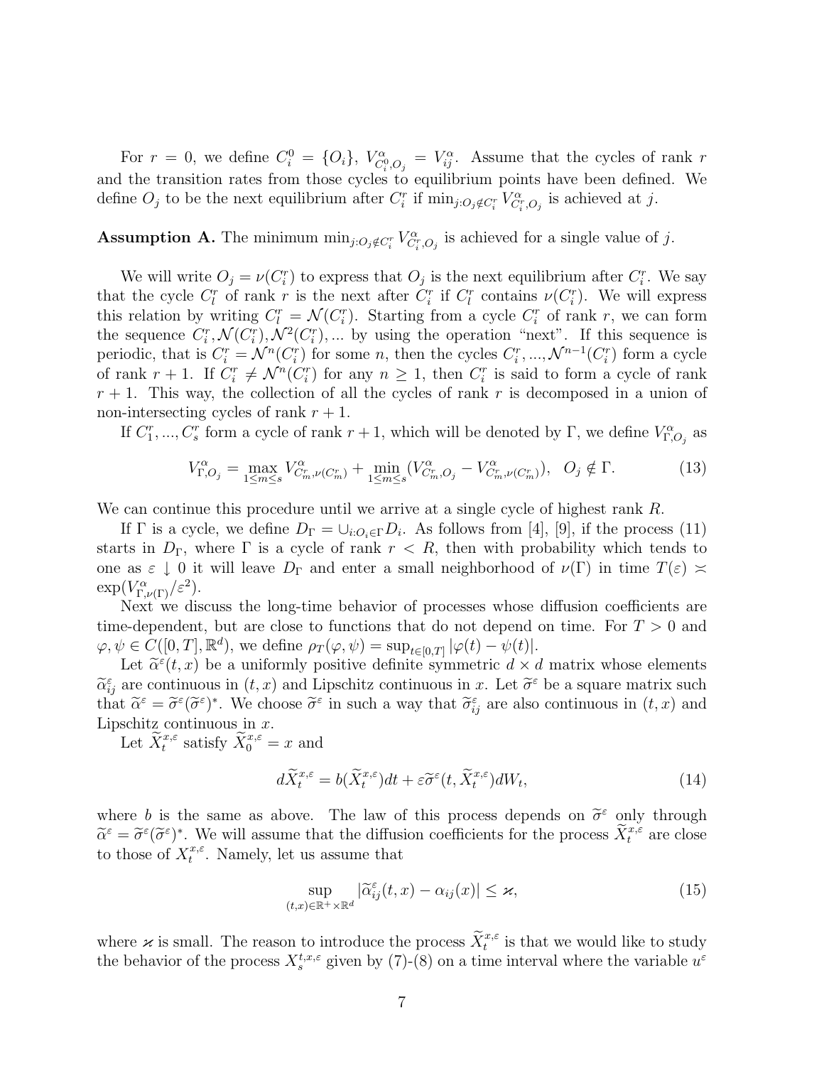For $r = 0$, we define $C_i^0 = \{O_i\}$, $V^\alpha_{C_i^0, O_j} = V^\alpha_{ij}$. Assume that the cycles of rank $r$ and the transition rates from those cycles to equilibrium points have been defined. We define $O_j$ to be the next equilibrium after $C_i^r$ if $\min_{j: O_j \notin C_i^r} V^\alpha_{C_i^r, O_j}$ is achieved at $j$.

**Assumption A.** The minimum $\min_{j: O_j \notin C_i^r} V^\alpha_{C_i^r, O_j}$ is achieved for a single value of $j$.

We will write $O_j = \nu(C_i^r)$ to express that $O_j$ is the next equilibrium after $C_i^r$. We say that the cycle $C_l^r$ of rank $r$ is the next after $C_i^r$ if $C_l^r$ contains $\nu(C_i^r)$. We will express this relation by writing $C_l^r = \mathcal{N}(C_i^r)$. Starting from a cycle $C_i^r$ of rank $r$, we can form the sequence $C_i^r, \mathcal{N}(C_i^r), \mathcal{N}^2(C_i^r), \ldots$ by using the operation "next". If this sequence is periodic, that is $C_i^r = \mathcal{N}^n(C_i^r)$ for some $n$, then the cycles $C_i^r, \ldots, \mathcal{N}^{n-1}(C_i^r)$ form a cycle of rank $r+1$. If $C_i^r \neq \mathcal{N}^n(C_i^r)$ for any $n \geq 1$, then $C_i^r$ is said to form a cycle of rank $r+1$. This way, the collection of all the cycles of rank $r$ is decomposed in a union of non-intersecting cycles of rank $r+1$.

If $C_1^r, \ldots, C_s^r$ form a cycle of rank $r+1$, which will be denoted by $\Gamma$, we define $V^\alpha_{\Gamma, O_j}$ as

$$V^\alpha_{\Gamma, O_j} = \max_{1 \leq m \leq s} V^\alpha_{C_m^r, \nu(C_m^r)} + \min_{1 \leq m \leq s} (V^\alpha_{C_m^r, O_j} - V^\alpha_{C_m^r, \nu(C_m^r)}), \quad O_j \notin \Gamma. \tag{13}$$

We can continue this procedure until we arrive at a single cycle of highest rank $R$.

If $\Gamma$ is a cycle, we define $D_\Gamma = \cup_{i: O_i \in \Gamma} D_i$. As follows from [4], [9], if the process (11) starts in $D_\Gamma$, where $\Gamma$ is a cycle of rank $r < R$, then with probability which tends to one as $\varepsilon \downarrow 0$ it will leave $D_\Gamma$ and enter a small neighborhood of $\nu(\Gamma)$ in time $T(\varepsilon) \asymp \exp(V^\alpha_{\Gamma, \nu(\Gamma)}/\varepsilon^2)$.

Next we discuss the long-time behavior of processes whose diffusion coefficients are time-dependent, but are close to functions that do not depend on time. For $T > 0$ and $\varphi, \psi \in C([0,T], \mathbb{R}^d)$, we define $\rho_T(\varphi, \psi) = \sup_{t \in [0,T]} |\varphi(t) - \psi(t)|$.

Let $\widetilde{\alpha}^\varepsilon(t,x)$ be a uniformly positive definite symmetric $d \times d$ matrix whose elements $\widetilde{\alpha}^\varepsilon_{ij}$ are continuous in $(t,x)$ and Lipschitz continuous in $x$. Let $\widetilde{\sigma}^\varepsilon$ be a square matrix such that $\widetilde{\alpha}^\varepsilon = \widetilde{\sigma}^\varepsilon (\widetilde{\sigma}^\varepsilon)^*$. We choose $\widetilde{\sigma}^\varepsilon$ in such a way that $\widetilde{\sigma}^\varepsilon_{ij}$ are also continuous in $(t,x)$ and Lipschitz continuous in $x$.

Let $\widetilde{X}^{x,\varepsilon}_t$ satisfy $\widetilde{X}^{x,\varepsilon}_0 = x$ and

$$d\widetilde{X}^{x,\varepsilon}_t = b(\widetilde{X}^{x,\varepsilon}_t)dt + \varepsilon \widetilde{\sigma}^\varepsilon(t, \widetilde{X}^{x,\varepsilon}_t) dW_t, \tag{14}$$

where $b$ is the same as above. The law of this process depends on $\widetilde{\sigma}^\varepsilon$ only through $\widetilde{\alpha}^\varepsilon = \widetilde{\sigma}^\varepsilon (\widetilde{\sigma}^\varepsilon)^*$. We will assume that the diffusion coefficients for the process $\widetilde{X}^{x,\varepsilon}_t$ are close to those of $X^{x,\varepsilon}_t$. Namely, let us assume that

$$\sup_{(t,x) \in \mathbb{R}^+ \times \mathbb{R}^d} |\widetilde{\alpha}^\varepsilon_{ij}(t,x) - \alpha_{ij}(x)| \leq \varkappa, \tag{15}$$

where $\varkappa$ is small. The reason to introduce the process $\widetilde{X}^{x,\varepsilon}_t$ is that we would like to study the behavior of the process $X^{t,x,\varepsilon}_s$ given by (7)-(8) on a time interval where the variable $u^\varepsilon$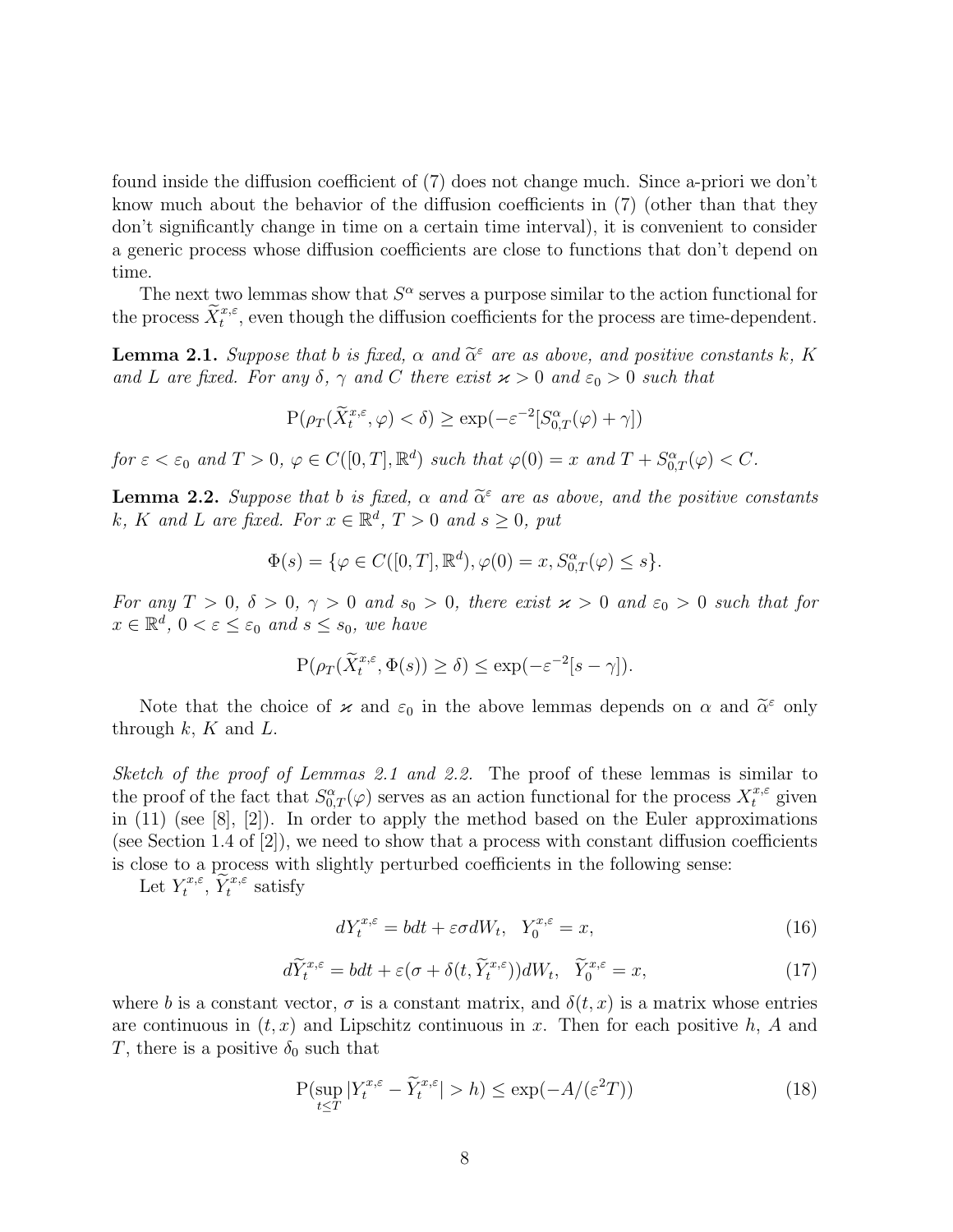found inside the diffusion coefficient of (7) does not change much. Since a-priori we don't know much about the behavior of the diffusion coefficients in (7) (other than that they don't significantly change in time on a certain time interval), it is convenient to consider a generic process whose diffusion coefficients are close to functions that don't depend on time.

The next two lemmas show that $S^\alpha$ serves a purpose similar to the action functional for the process $\widetilde{X}_t^{x,\varepsilon}$, even though the diffusion coefficients for the process are time-dependent.

**Lemma 2.1.** *Suppose that $b$ is fixed, $\alpha$ and $\widetilde{\alpha}^\varepsilon$ are as above, and positive constants $k$, $K$ and $L$ are fixed. For any $\delta$, $\gamma$ and $C$ there exist $\varkappa > 0$ and $\varepsilon_0 > 0$ such that*

$$\mathrm{P}(\rho_T(\widetilde{X}_t^{x,\varepsilon}, \varphi) < \delta) \geq \exp(-\varepsilon^{-2}[S_{0,T}^\alpha(\varphi) + \gamma])$$

*for $\varepsilon < \varepsilon_0$ and $T > 0$, $\varphi \in C([0,T], \mathbb{R}^d)$ such that $\varphi(0) = x$ and $T + S_{0,T}^\alpha(\varphi) < C$.*

**Lemma 2.2.** *Suppose that $b$ is fixed, $\alpha$ and $\widetilde{\alpha}^\varepsilon$ are as above, and the positive constants $k$, $K$ and $L$ are fixed. For $x \in \mathbb{R}^d$, $T > 0$ and $s \geq 0$, put*

$$\Phi(s) = \{\varphi \in C([0,T], \mathbb{R}^d), \varphi(0) = x, S_{0,T}^\alpha(\varphi) \leq s\}.$$

*For any $T > 0$, $\delta > 0$, $\gamma > 0$ and $s_0 > 0$, there exist $\varkappa > 0$ and $\varepsilon_0 > 0$ such that for $x \in \mathbb{R}^d$, $0 < \varepsilon \leq \varepsilon_0$ and $s \leq s_0$, we have*

$$\mathrm{P}(\rho_T(\widetilde{X}_t^{x,\varepsilon}, \Phi(s)) \geq \delta) \leq \exp(-\varepsilon^{-2}[s - \gamma]).$$

Note that the choice of $\varkappa$ and $\varepsilon_0$ in the above lemmas depends on $\alpha$ and $\widetilde{\alpha}^\varepsilon$ only through $k$, $K$ and $L$.

*Sketch of the proof of Lemmas 2.1 and 2.2.* The proof of these lemmas is similar to the proof of the fact that $S_{0,T}^\alpha(\varphi)$ serves as an action functional for the process $X_t^{x,\varepsilon}$ given in (11) (see [8], [2]). In order to apply the method based on the Euler approximations (see Section 1.4 of [2]), we need to show that a process with constant diffusion coefficients is close to a process with slightly perturbed coefficients in the following sense:

Let $Y_t^{x,\varepsilon}$, $\widetilde{Y}_t^{x,\varepsilon}$ satisfy

$$dY_t^{x,\varepsilon} = b dt + \varepsilon \sigma dW_t, \quad Y_0^{x,\varepsilon} = x, \tag{16}$$

$$d\widetilde{Y}_t^{x,\varepsilon} = b dt + \varepsilon(\sigma + \delta(t, \widetilde{Y}_t^{x,\varepsilon})) dW_t, \quad \widetilde{Y}_0^{x,\varepsilon} = x, \tag{17}$$

where $b$ is a constant vector, $\sigma$ is a constant matrix, and $\delta(t,x)$ is a matrix whose entries are continuous in $(t,x)$ and Lipschitz continuous in $x$. Then for each positive $h$, $A$ and $T$, there is a positive $\delta_0$ such that

$$\mathrm{P}(\sup_{t \leq T} |Y_t^{x,\varepsilon} - \widetilde{Y}_t^{x,\varepsilon}| > h) \leq \exp(-A/(\varepsilon^2 T)) \tag{18}$$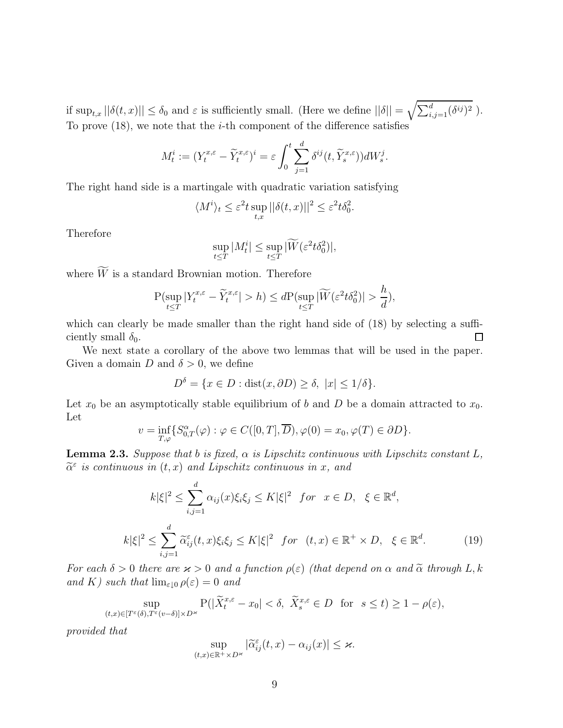if $\sup_{t,x} ||\delta(t,x)|| \leq \delta_0$ and $\varepsilon$ is sufficiently small. (Here we define $||\delta|| = \sqrt{\sum_{i,j=1}^d (\delta^{ij})^2}$ ). To prove (18), we note that the $i$-th component of the difference satisfies

$$M_t^i := (Y_t^{x,\varepsilon} - \widetilde{Y}_t^{x,\varepsilon})^i = \varepsilon \int_0^t \sum_{j=1}^d \delta^{ij}(t, \widetilde{Y}_s^{x,\varepsilon})) dW_s^j.$$

The right hand side is a martingale with quadratic variation satisfying

$$\langle M^i \rangle_t \leq \varepsilon^2 t \sup_{t,x} ||\delta(t,x)||^2 \leq \varepsilon^2 t \delta_0^2.$$

Therefore

$$\sup_{t \leq T} |M_t^i| \leq \sup_{t \leq T} |\widetilde{W}(\varepsilon^2 t \delta_0^2)|,$$

where $\widetilde{W}$ is a standard Brownian motion. Therefore

$$\mathrm{P}(\sup_{t \leq T} |Y_t^{x,\varepsilon} - \widetilde{Y}_t^{x,\varepsilon}| > h) \leq d\mathrm{P}(\sup_{t \leq T} |\widetilde{W}(\varepsilon^2 t \delta_0^2)| > \frac{h}{d}),$$

which can clearly be made smaller than the right hand side of (18) by selecting a sufficiently small $\delta_0$. □

We next state a corollary of the above two lemmas that will be used in the paper. Given a domain $D$ and $\delta > 0$, we define

$$D^\delta = \{x \in D : \mathrm{dist}(x, \partial D) \geq \delta,\ |x| \leq 1/\delta\}.$$

Let $x_0$ be an asymptotically stable equilibrium of $b$ and $D$ be a domain attracted to $x_0$. Let

$$v = \inf_{T,\varphi} \{S_{0,T}^\alpha(\varphi) : \varphi \in C([0,T], \overline{D}), \varphi(0) = x_0, \varphi(T) \in \partial D\}.$$

**Lemma 2.3.** *Suppose that $b$ is fixed, $\alpha$ is Lipschitz continuous with Lipschitz constant $L$, $\widetilde{\alpha}^\varepsilon$ is continuous in $(t,x)$ and Lipschitz continuous in $x$, and*

$$k|\xi|^2 \leq \sum_{i,j=1}^d \alpha_{ij}(x)\xi_i\xi_j \leq K|\xi|^2 \quad for \quad x \in D, \quad \xi \in \mathbb{R}^d,$$

$$k|\xi|^2 \leq \sum_{i,j=1}^d \widetilde{\alpha}_{ij}^\varepsilon(t,x)\xi_i\xi_j \leq K|\xi|^2 \quad for \quad (t,x) \in \mathbb{R}^+ \times D, \quad \xi \in \mathbb{R}^d. \tag{19}$$

*For each $\delta > 0$ there are $\varkappa > 0$ and a function $\rho(\varepsilon)$ (that depend on $\alpha$ and $\widetilde{\alpha}$ through $L, k$ and $K$) such that $\lim_{\varepsilon \downarrow 0} \rho(\varepsilon) = 0$ and*

$$\sup_{(t,x) \in [T^\varepsilon(\delta), T^\varepsilon(v-\delta)] \times D^\varkappa} \mathrm{P}(|\widetilde{X}_t^{x,\varepsilon} - x_0| < \delta,\ \widetilde{X}_s^{x,\varepsilon} \in D \ \text{ for } \ s \leq t) \geq 1 - \rho(\varepsilon),$$

*provided that*

$$\sup_{(t,x) \in \mathbb{R}^+ \times D^\varkappa} |\widetilde{\alpha}_{ij}^\varepsilon(t,x) - \alpha_{ij}(x)| \leq \varkappa.$$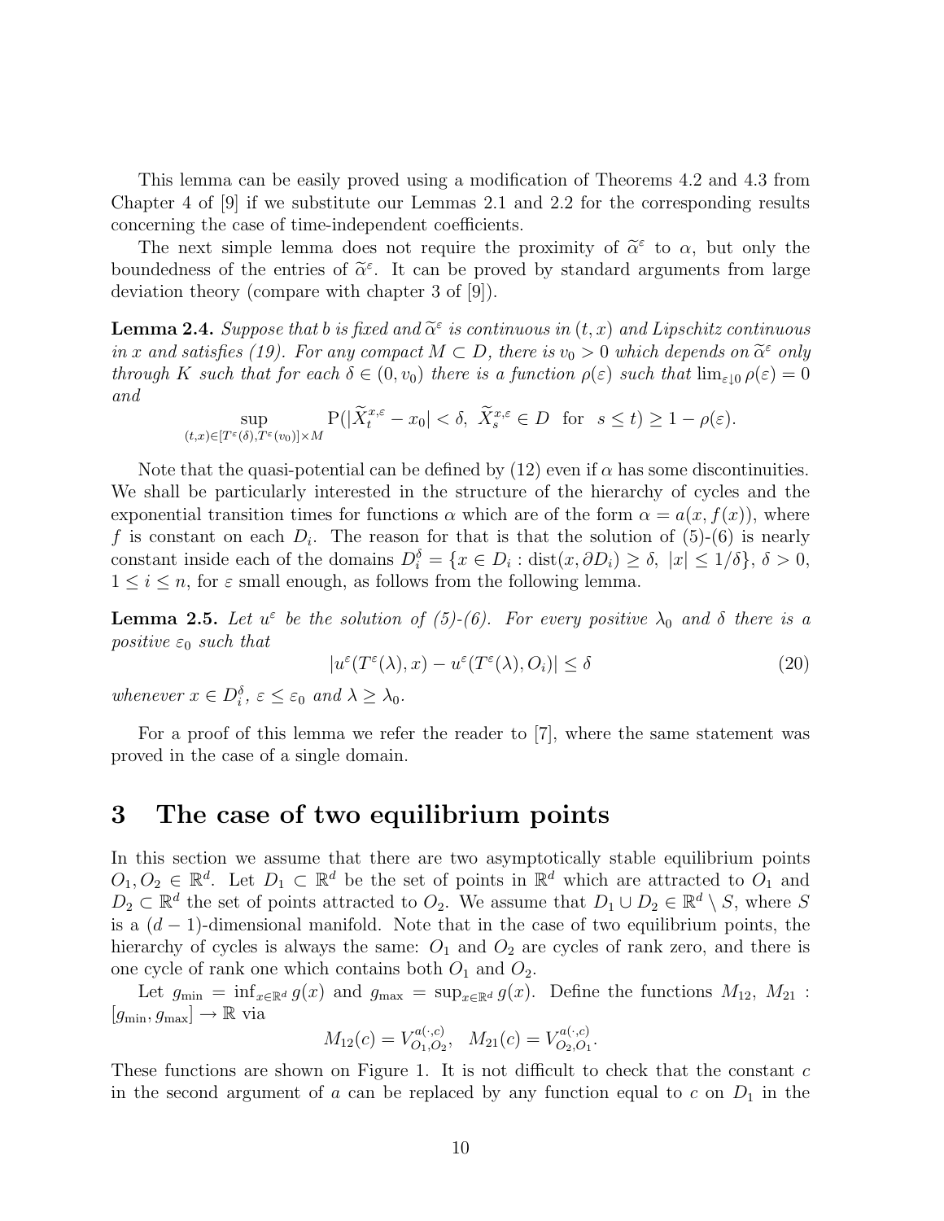This lemma can be easily proved using a modification of Theorems 4.2 and 4.3 from Chapter 4 of [9] if we substitute our Lemmas 2.1 and 2.2 for the corresponding results concerning the case of time-independent coefficients.

The next simple lemma does not require the proximity of $\widetilde{\alpha}^\varepsilon$ to $\alpha$, but only the boundedness of the entries of $\widetilde{\alpha}^\varepsilon$. It can be proved by standard arguments from large deviation theory (compare with chapter 3 of [9]).

**Lemma 2.4.** *Suppose that $b$ is fixed and $\widetilde{\alpha}^\varepsilon$ is continuous in $(t,x)$ and Lipschitz continuous in $x$ and satisfies (19). For any compact $M \subset D$, there is $v_0 > 0$ which depends on $\widetilde{\alpha}^\varepsilon$ only through $K$ such that for each $\delta \in (0, v_0)$ there is a function $\rho(\varepsilon)$ such that $\lim_{\varepsilon \downarrow 0} \rho(\varepsilon) = 0$ and*

$$\sup_{(t,x)\in[T^\varepsilon(\delta),T^\varepsilon(v_0)]\times M} \mathrm{P}(|\widetilde{X}^{x,\varepsilon}_t - x_0| < \delta,\ \widetilde{X}^{x,\varepsilon}_s \in D \ \text{ for } \ s \le t) \ge 1 - \rho(\varepsilon).$$

Note that the quasi-potential can be defined by (12) even if $\alpha$ has some discontinuities. We shall be particularly interested in the structure of the hierarchy of cycles and the exponential transition times for functions $\alpha$ which are of the form $\alpha = a(x, f(x))$, where $f$ is constant on each $D_i$. The reason for that is that the solution of (5)-(6) is nearly constant inside each of the domains $D_i^\delta = \{x \in D_i : \mathrm{dist}(x, \partial D_i) \ge \delta,\ |x| \le 1/\delta\}$, $\delta > 0$, $1 \le i \le n$, for $\varepsilon$ small enough, as follows from the following lemma.

**Lemma 2.5.** *Let $u^\varepsilon$ be the solution of (5)-(6). For every positive $\lambda_0$ and $\delta$ there is a positive $\varepsilon_0$ such that*

$$|u^\varepsilon(T^\varepsilon(\lambda), x) - u^\varepsilon(T^\varepsilon(\lambda), O_i)| \le \delta \tag{20}$$

*whenever $x \in D_i^\delta$, $\varepsilon \le \varepsilon_0$ and $\lambda \ge \lambda_0$.*

For a proof of this lemma we refer the reader to [7], where the same statement was proved in the case of a single domain.

# 3 The case of two equilibrium points

In this section we assume that there are two asymptotically stable equilibrium points $O_1, O_2 \in \mathbb{R}^d$. Let $D_1 \subset \mathbb{R}^d$ be the set of points in $\mathbb{R}^d$ which are attracted to $O_1$ and $D_2 \subset \mathbb{R}^d$ the set of points attracted to $O_2$. We assume that $D_1 \cup D_2 \in \mathbb{R}^d \setminus S$, where $S$ is a $(d-1)$-dimensional manifold. Note that in the case of two equilibrium points, the hierarchy of cycles is always the same: $O_1$ and $O_2$ are cycles of rank zero, and there is one cycle of rank one which contains both $O_1$ and $O_2$.

Let $g_{\min} = \inf_{x\in\mathbb{R}^d} g(x)$ and $g_{\max} = \sup_{x\in\mathbb{R}^d} g(x)$. Define the functions $M_{12}$, $M_{21}$ : $[g_{\min}, g_{\max}] \to \mathbb{R}$ via

$$M_{12}(c) = V^{a(\cdot,c)}_{O_1,O_2}, \quad M_{21}(c) = V^{a(\cdot,c)}_{O_2,O_1}.$$

These functions are shown on Figure 1. It is not difficult to check that the constant $c$ in the second argument of $a$ can be replaced by any function equal to $c$ on $D_1$ in the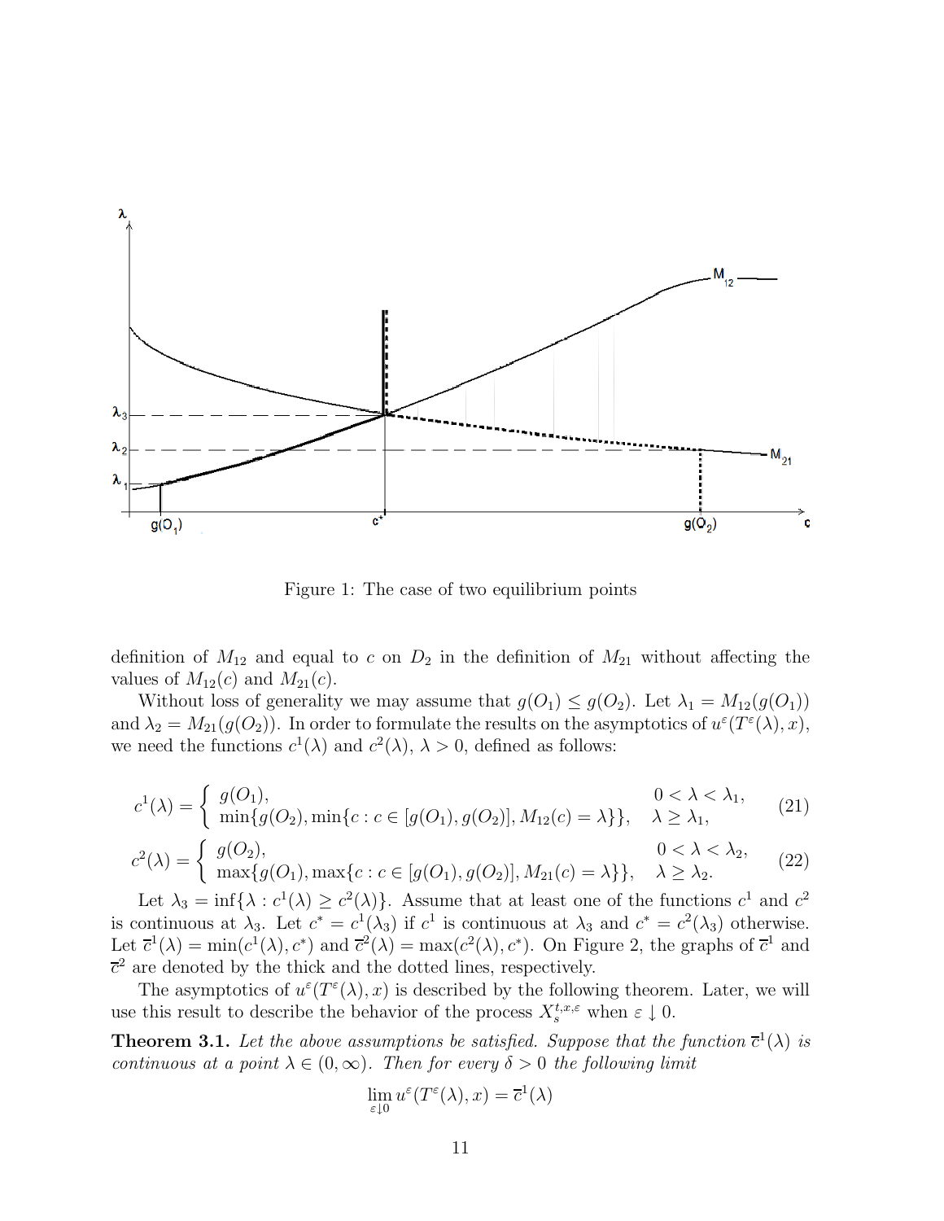Figure 1: The case of two equilibrium points

definition of $M_{12}$ and equal to $c$ on $D_2$ in the definition of $M_{21}$ without affecting the values of $M_{12}(c)$ and $M_{21}(c)$.

Without loss of generality we may assume that $g(O_1) \le g(O_2)$. Let $\lambda_1 = M_{12}(g(O_1))$ and $\lambda_2 = M_{21}(g(O_2))$. In order to formulate the results on the asymptotics of $u^\varepsilon(T^\varepsilon(\lambda), x)$, we need the functions $c^1(\lambda)$ and $c^2(\lambda)$, $\lambda > 0$, defined as follows:

$$c^1(\lambda) = \begin{cases} g(O_1), & 0 < \lambda < \lambda_1, \\ \min\{g(O_2), \min\{c : c \in [g(O_1), g(O_2)], M_{12}(c) = \lambda\}\}, & \lambda \ge \lambda_1, \end{cases} \tag{21}$$

$$c^2(\lambda) = \begin{cases} g(O_2), & 0 < \lambda < \lambda_2, \\ \max\{g(O_1), \max\{c : c \in [g(O_1), g(O_2)], M_{21}(c) = \lambda\}\}, & \lambda \ge \lambda_2. \end{cases} \tag{22}$$

Let $\lambda_3 = \inf\{\lambda : c^1(\lambda) \ge c^2(\lambda)\}$. Assume that at least one of the functions $c^1$ and $c^2$ is continuous at $\lambda_3$. Let $c^* = c^1(\lambda_3)$ if $c^1$ is continuous at $\lambda_3$ and $c^* = c^2(\lambda_3)$ otherwise. Let $\overline{c}^1(\lambda) = \min(c^1(\lambda), c^*)$ and $\overline{c}^2(\lambda) = \max(c^2(\lambda), c^*)$. On Figure 2, the graphs of $\overline{c}^1$ and $\overline{c}^2$ are denoted by the thick and the dotted lines, respectively.

The asymptotics of $u^\varepsilon(T^\varepsilon(\lambda), x)$ is described by the following theorem. Later, we will use this result to describe the behavior of the process $X_s^{t,x,\varepsilon}$ when $\varepsilon \downarrow 0$.

**Theorem 3.1.** *Let the above assumptions be satisfied. Suppose that the function $\overline{c}^1(\lambda)$ is continuous at a point $\lambda \in (0, \infty)$. Then for every $\delta > 0$ the following limit*

$$\lim_{\varepsilon \downarrow 0} u^\varepsilon(T^\varepsilon(\lambda), x) = \overline{c}^1(\lambda)$$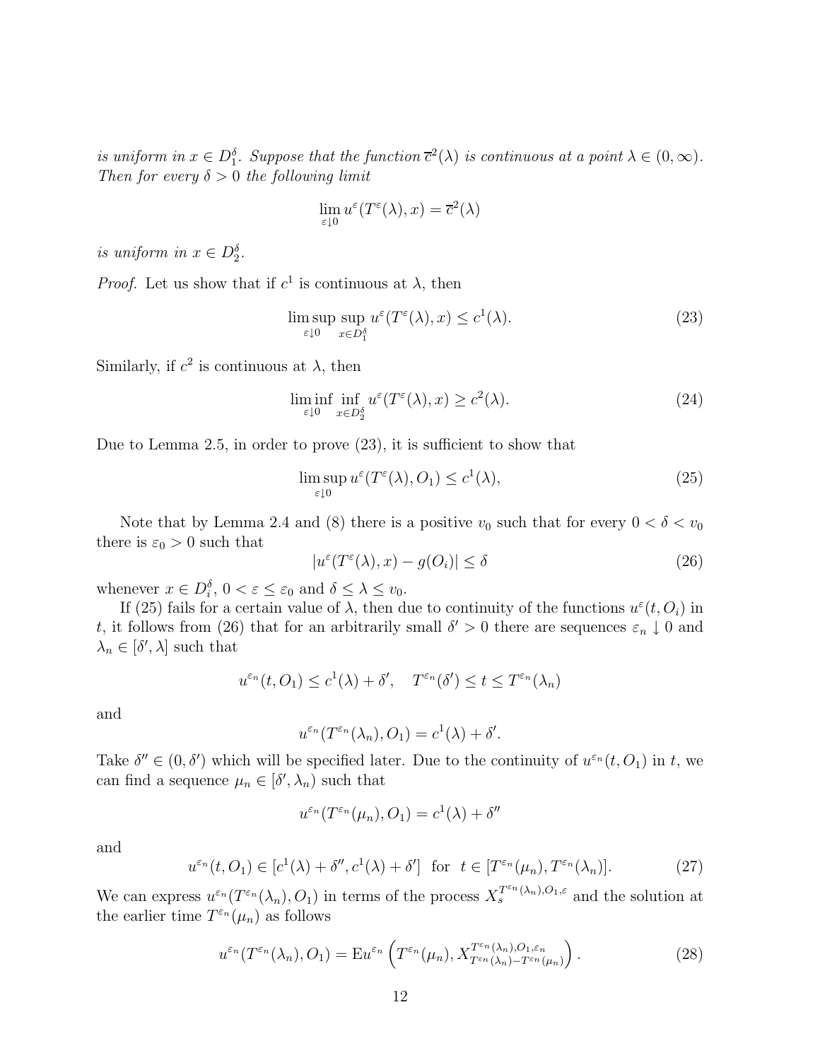*is uniform in $x \in D_1^\delta$. Suppose that the function $\overline{c}^2(\lambda)$ is continuous at a point $\lambda \in (0, \infty)$. Then for every $\delta > 0$ the following limit*

$$\lim_{\varepsilon \downarrow 0} u^\varepsilon(T^\varepsilon(\lambda), x) = \overline{c}^2(\lambda)$$

*is uniform in $x \in D_2^\delta$.*

*Proof.* Let us show that if $c^1$ is continuous at $\lambda$, then

$$\limsup_{\varepsilon \downarrow 0} \sup_{x \in D_1^\delta} u^\varepsilon(T^\varepsilon(\lambda), x) \leq c^1(\lambda). \tag{23}$$

Similarly, if $c^2$ is continuous at $\lambda$, then

$$\liminf_{\varepsilon \downarrow 0} \inf_{x \in D_2^\delta} u^\varepsilon(T^\varepsilon(\lambda), x) \geq c^2(\lambda). \tag{24}$$

Due to Lemma 2.5, in order to prove (23), it is sufficient to show that

$$\limsup_{\varepsilon \downarrow 0} u^\varepsilon(T^\varepsilon(\lambda), O_1) \leq c^1(\lambda), \tag{25}$$

Note that by Lemma 2.4 and (8) there is a positive $v_0$ such that for every $0 < \delta < v_0$ there is $\varepsilon_0 > 0$ such that

$$|u^\varepsilon(T^\varepsilon(\lambda), x) - g(O_i)| \leq \delta \tag{26}$$

whenever $x \in D_i^\delta$, $0 < \varepsilon \leq \varepsilon_0$ and $\delta \leq \lambda \leq v_0$.

If (25) fails for a certain value of $\lambda$, then due to continuity of the functions $u^\varepsilon(t, O_i)$ in $t$, it follows from (26) that for an arbitrarily small $\delta' > 0$ there are sequences $\varepsilon_n \downarrow 0$ and $\lambda_n \in [\delta', \lambda]$ such that

$$u^{\varepsilon_n}(t, O_1) \leq c^1(\lambda) + \delta', \quad T^{\varepsilon_n}(\delta') \leq t \leq T^{\varepsilon_n}(\lambda_n)$$

and

$$u^{\varepsilon_n}(T^{\varepsilon_n}(\lambda_n), O_1) = c^1(\lambda) + \delta'.$$

Take $\delta'' \in (0, \delta')$ which will be specified later. Due to the continuity of $u^{\varepsilon_n}(t, O_1)$ in $t$, we can find a sequence $\mu_n \in [\delta', \lambda_n)$ such that

$$u^{\varepsilon_n}(T^{\varepsilon_n}(\mu_n), O_1) = c^1(\lambda) + \delta''$$

and

$$u^{\varepsilon_n}(t, O_1) \in [c^1(\lambda) + \delta'', c^1(\lambda) + \delta'] \text{ for } t \in [T^{\varepsilon_n}(\mu_n), T^{\varepsilon_n}(\lambda_n)]. \tag{27}$$

We can express $u^{\varepsilon_n}(T^{\varepsilon_n}(\lambda_n), O_1)$ in terms of the process $X_s^{T^{\varepsilon_n}(\lambda_n), O_1, \varepsilon}$ and the solution at the earlier time $T^{\varepsilon_n}(\mu_n)$ as follows

$$u^{\varepsilon_n}(T^{\varepsilon_n}(\lambda_n), O_1) = \mathrm{E} u^{\varepsilon_n}\left(T^{\varepsilon_n}(\mu_n), X^{T^{\varepsilon_n}(\lambda_n), O_1, \varepsilon_n}_{T^{\varepsilon_n}(\lambda_n) - T^{\varepsilon_n}(\mu_n)}\right). \tag{28}$$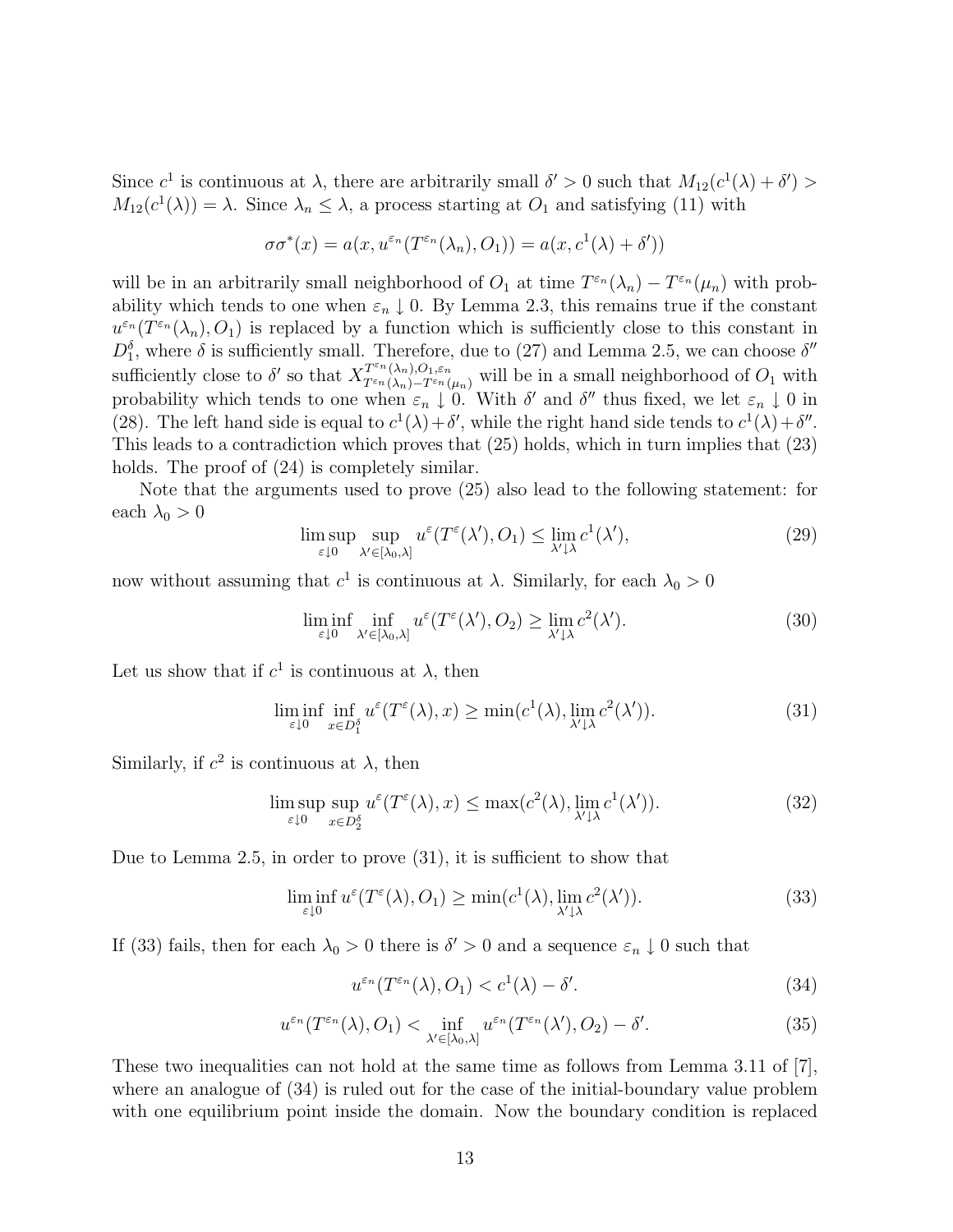Since $c^1$ is continuous at $\lambda$, there are arbitrarily small $\delta' > 0$ such that $M_{12}(c^1(\lambda) + \delta') > M_{12}(c^1(\lambda)) = \lambda$. Since $\lambda_n \leq \lambda$, a process starting at $O_1$ and satisfying (11) with

$$\sigma\sigma^*(x) = a(x, u^{\varepsilon_n}(T^{\varepsilon_n}(\lambda_n), O_1)) = a(x, c^1(\lambda) + \delta'))$$

will be in an arbitrarily small neighborhood of $O_1$ at time $T^{\varepsilon_n}(\lambda_n) - T^{\varepsilon_n}(\mu_n)$ with probability which tends to one when $\varepsilon_n \downarrow 0$. By Lemma 2.3, this remains true if the constant $u^{\varepsilon_n}(T^{\varepsilon_n}(\lambda_n), O_1)$ is replaced by a function which is sufficiently close to this constant in $D_1^\delta$, where $\delta$ is sufficiently small. Therefore, due to (27) and Lemma 2.5, we can choose $\delta''$ sufficiently close to $\delta'$ so that $X^{T^{\varepsilon_n}(\lambda_n), O_1, \varepsilon_n}_{T^{\varepsilon_n}(\lambda_n) - T^{\varepsilon_n}(\mu_n)}$ will be in a small neighborhood of $O_1$ with probability which tends to one when $\varepsilon_n \downarrow 0$. With $\delta'$ and $\delta''$ thus fixed, we let $\varepsilon_n \downarrow 0$ in (28). The left hand side is equal to $c^1(\lambda) + \delta'$, while the right hand side tends to $c^1(\lambda) + \delta''$. This leads to a contradiction which proves that (25) holds, which in turn implies that (23) holds. The proof of (24) is completely similar.

Note that the arguments used to prove (25) also lead to the following statement: for each $\lambda_0 > 0$

$$\limsup_{\varepsilon \downarrow 0} \sup_{\lambda' \in [\lambda_0, \lambda]} u^\varepsilon(T^\varepsilon(\lambda'), O_1) \leq \lim_{\lambda' \downarrow \lambda} c^1(\lambda'), \tag{29}$$

now without assuming that $c^1$ is continuous at $\lambda$. Similarly, for each $\lambda_0 > 0$

$$\liminf_{\varepsilon \downarrow 0} \inf_{\lambda' \in [\lambda_0, \lambda]} u^\varepsilon(T^\varepsilon(\lambda'), O_2) \geq \lim_{\lambda' \downarrow \lambda} c^2(\lambda'). \tag{30}$$

Let us show that if $c^1$ is continuous at $\lambda$, then

$$\liminf_{\varepsilon \downarrow 0} \inf_{x \in D_1^\delta} u^\varepsilon(T^\varepsilon(\lambda), x) \geq \min(c^1(\lambda), \lim_{\lambda' \downarrow \lambda} c^2(\lambda')). \tag{31}$$

Similarly, if $c^2$ is continuous at $\lambda$, then

$$\limsup_{\varepsilon \downarrow 0} \sup_{x \in D_2^\delta} u^\varepsilon(T^\varepsilon(\lambda), x) \leq \max(c^2(\lambda), \lim_{\lambda' \downarrow \lambda} c^1(\lambda')). \tag{32}$$

Due to Lemma 2.5, in order to prove (31), it is sufficient to show that

$$\liminf_{\varepsilon \downarrow 0} u^\varepsilon(T^\varepsilon(\lambda), O_1) \geq \min(c^1(\lambda), \lim_{\lambda' \downarrow \lambda} c^2(\lambda')). \tag{33}$$

If (33) fails, then for each $\lambda_0 > 0$ there is $\delta' > 0$ and a sequence $\varepsilon_n \downarrow 0$ such that

$$u^{\varepsilon_n}(T^{\varepsilon_n}(\lambda), O_1) < c^1(\lambda) - \delta'. \tag{34}$$

$$u^{\varepsilon_n}(T^{\varepsilon_n}(\lambda), O_1) < \inf_{\lambda' \in [\lambda_0, \lambda]} u^{\varepsilon_n}(T^{\varepsilon_n}(\lambda'), O_2) - \delta'. \tag{35}$$

These two inequalities can not hold at the same time as follows from Lemma 3.11 of [7], where an analogue of (34) is ruled out for the case of the initial-boundary value problem with one equilibrium point inside the domain. Now the boundary condition is replaced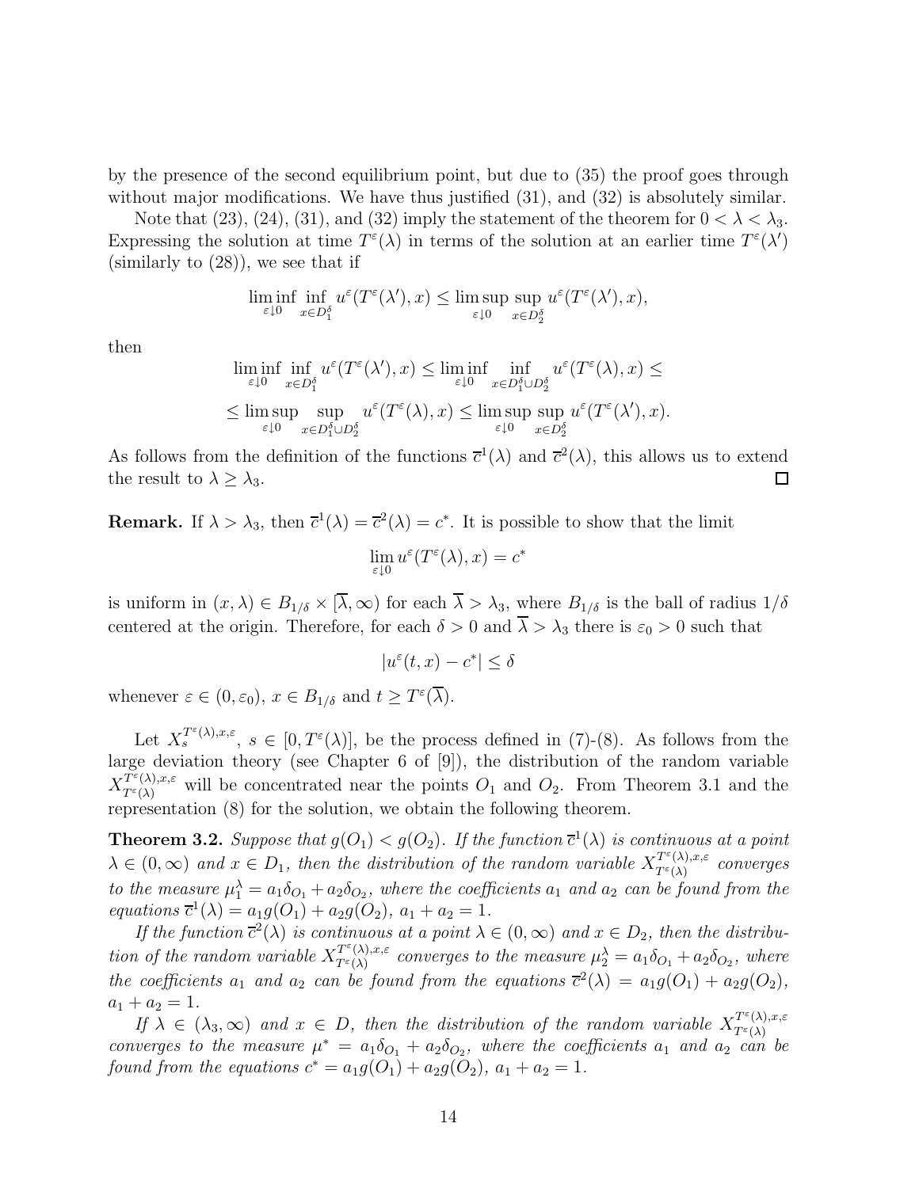by the presence of the second equilibrium point, but due to (35) the proof goes through without major modifications. We have thus justified (31), and (32) is absolutely similar.

Note that (23), (24), (31), and (32) imply the statement of the theorem for $0 < \lambda < \lambda_3$. Expressing the solution at time $T^\varepsilon(\lambda)$ in terms of the solution at an earlier time $T^\varepsilon(\lambda')$ (similarly to (28)), we see that if

$$\liminf_{\varepsilon \downarrow 0} \inf_{x \in D_1^\delta} u^\varepsilon(T^\varepsilon(\lambda'), x) \leq \limsup_{\varepsilon \downarrow 0} \sup_{x \in D_2^\delta} u^\varepsilon(T^\varepsilon(\lambda'), x),$$

then

$$\liminf_{\varepsilon \downarrow 0} \inf_{x \in D_1^\delta} u^\varepsilon(T^\varepsilon(\lambda'), x) \leq \liminf_{\varepsilon \downarrow 0} \inf_{x \in D_1^\delta \cup D_2^\delta} u^\varepsilon(T^\varepsilon(\lambda), x) \leq$$

$$\leq \limsup_{\varepsilon \downarrow 0} \sup_{x \in D_1^\delta \cup D_2^\delta} u^\varepsilon(T^\varepsilon(\lambda), x) \leq \limsup_{\varepsilon \downarrow 0} \sup_{x \in D_2^\delta} u^\varepsilon(T^\varepsilon(\lambda'), x).$$

As follows from the definition of the functions $\overline{c}^1(\lambda)$ and $\overline{c}^2(\lambda)$, this allows us to extend the result to $\lambda \geq \lambda_3$. $\square$

**Remark.** If $\lambda > \lambda_3$, then $\overline{c}^1(\lambda) = \overline{c}^2(\lambda) = c^*$. It is possible to show that the limit

$$\lim_{\varepsilon \downarrow 0} u^\varepsilon(T^\varepsilon(\lambda), x) = c^*$$

is uniform in $(x, \lambda) \in B_{1/\delta} \times [\overline{\lambda}, \infty)$ for each $\overline{\lambda} > \lambda_3$, where $B_{1/\delta}$ is the ball of radius $1/\delta$ centered at the origin. Therefore, for each $\delta > 0$ and $\overline{\lambda} > \lambda_3$ there is $\varepsilon_0 > 0$ such that

$$|u^\varepsilon(t, x) - c^*| \leq \delta$$

whenever $\varepsilon \in (0, \varepsilon_0)$, $x \in B_{1/\delta}$ and $t \geq T^\varepsilon(\overline{\lambda})$.

Let $X_s^{T^\varepsilon(\lambda), x, \varepsilon}$, $s \in [0, T^\varepsilon(\lambda)]$, be the process defined in (7)-(8). As follows from the large deviation theory (see Chapter 6 of [9]), the distribution of the random variable $X_{T^\varepsilon(\lambda)}^{T^\varepsilon(\lambda), x, \varepsilon}$ will be concentrated near the points $O_1$ and $O_2$. From Theorem 3.1 and the representation (8) for the solution, we obtain the following theorem.

**Theorem 3.2.** *Suppose that $g(O_1) < g(O_2)$. If the function $\overline{c}^1(\lambda)$ is continuous at a point $\lambda \in (0, \infty)$ and $x \in D_1$, then the distribution of the random variable $X_{T^\varepsilon(\lambda)}^{T^\varepsilon(\lambda), x, \varepsilon}$ converges to the measure $\mu_1^\lambda = a_1 \delta_{O_1} + a_2 \delta_{O_2}$, where the coefficients $a_1$ and $a_2$ can be found from the equations $\overline{c}^1(\lambda) = a_1 g(O_1) + a_2 g(O_2)$, $a_1 + a_2 = 1$.*

*If the function $\overline{c}^2(\lambda)$ is continuous at a point $\lambda \in (0, \infty)$ and $x \in D_2$, then the distribution of the random variable $X_{T^\varepsilon(\lambda)}^{T^\varepsilon(\lambda), x, \varepsilon}$ converges to the measure $\mu_2^\lambda = a_1 \delta_{O_1} + a_2 \delta_{O_2}$, where the coefficients $a_1$ and $a_2$ can be found from the equations $\overline{c}^2(\lambda) = a_1 g(O_1) + a_2 g(O_2)$, $a_1 + a_2 = 1$.*

*If $\lambda \in (\lambda_3, \infty)$ and $x \in D$, then the distribution of the random variable $X_{T^\varepsilon(\lambda)}^{T^\varepsilon(\lambda), x, \varepsilon}$ converges to the measure $\mu^* = a_1 \delta_{O_1} + a_2 \delta_{O_2}$, where the coefficients $a_1$ and $a_2$ can be found from the equations $c^* = a_1 g(O_1) + a_2 g(O_2)$, $a_1 + a_2 = 1$.*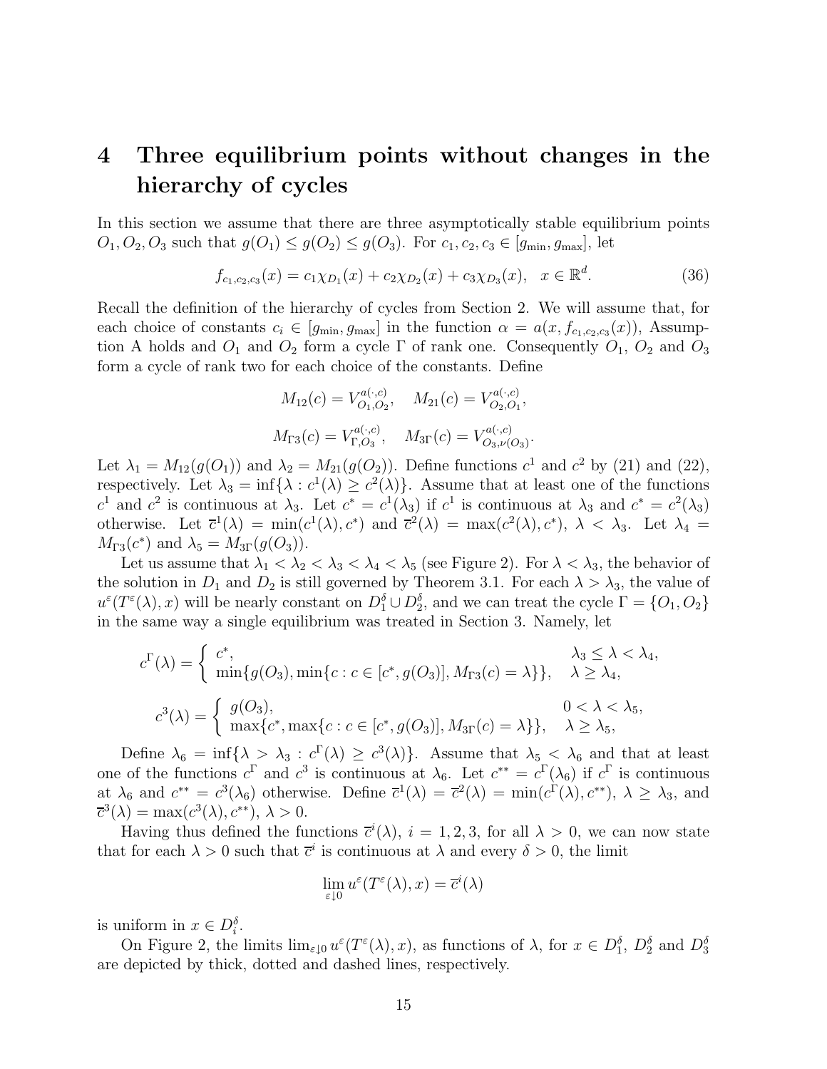# 4 Three equilibrium points without changes in the hierarchy of cycles

In this section we assume that there are three asymptotically stable equilibrium points $O_1, O_2, O_3$ such that $g(O_1) \le g(O_2) \le g(O_3)$. For $c_1, c_2, c_3 \in [g_{\min}, g_{\max}]$, let

$$f_{c_1,c_2,c_3}(x) = c_1\chi_{D_1}(x) + c_2\chi_{D_2}(x) + c_3\chi_{D_3}(x), \quad x \in \mathbb{R}^d. \tag{36}$$

Recall the definition of the hierarchy of cycles from Section 2. We will assume that, for each choice of constants $c_i \in [g_{\min}, g_{\max}]$ in the function $\alpha = a(x, f_{c_1,c_2,c_3}(x))$, Assumption A holds and $O_1$ and $O_2$ form a cycle $\Gamma$ of rank one. Consequently $O_1$, $O_2$ and $O_3$ form a cycle of rank two for each choice of the constants. Define

$$M_{12}(c) = V^{a(\cdot,c)}_{O_1,O_2}, \quad M_{21}(c) = V^{a(\cdot,c)}_{O_2,O_1},$$

$$M_{\Gamma 3}(c) = V^{a(\cdot,c)}_{\Gamma,O_3}, \quad M_{3\Gamma}(c) = V^{a(\cdot,c)}_{O_3,\nu(O_3)}.$$

Let $\lambda_1 = M_{12}(g(O_1))$ and $\lambda_2 = M_{21}(g(O_2))$. Define functions $c^1$ and $c^2$ by (21) and (22), respectively. Let $\lambda_3 = \inf\{\lambda : c^1(\lambda) \ge c^2(\lambda)\}$. Assume that at least one of the functions $c^1$ and $c^2$ is continuous at $\lambda_3$. Let $c^* = c^1(\lambda_3)$ if $c^1$ is continuous at $\lambda_3$ and $c^* = c^2(\lambda_3)$ otherwise. Let $\overline{c}^1(\lambda) = \min(c^1(\lambda), c^*)$ and $\overline{c}^2(\lambda) = \max(c^2(\lambda), c^*)$, $\lambda < \lambda_3$. Let $\lambda_4 = M_{\Gamma 3}(c^*)$ and $\lambda_5 = M_{3\Gamma}(g(O_3))$.

Let us assume that $\lambda_1 < \lambda_2 < \lambda_3 < \lambda_4 < \lambda_5$ (see Figure 2). For $\lambda < \lambda_3$, the behavior of the solution in $D_1$ and $D_2$ is still governed by Theorem 3.1. For each $\lambda > \lambda_3$, the value of $u^\varepsilon(T^\varepsilon(\lambda), x)$ will be nearly constant on $D_1^\delta \cup D_2^\delta$, and we can treat the cycle $\Gamma = \{O_1, O_2\}$ in the same way a single equilibrium was treated in Section 3. Namely, let

$$c^\Gamma(\lambda) = \begin{cases} c^*, & \lambda_3 \le \lambda < \lambda_4, \\ \min\{g(O_3), \min\{c : c \in [c^*, g(O_3)], M_{\Gamma 3}(c) = \lambda\}\}, & \lambda \ge \lambda_4, \end{cases}$$

$$c^3(\lambda) = \begin{cases} g(O_3), & 0 < \lambda < \lambda_5, \\ \max\{c^*, \max\{c : c \in [c^*, g(O_3)], M_{3\Gamma}(c) = \lambda\}\}, & \lambda \ge \lambda_5, \end{cases}$$

Define $\lambda_6 = \inf\{\lambda > \lambda_3 : c^\Gamma(\lambda) \ge c^3(\lambda)\}$. Assume that $\lambda_5 < \lambda_6$ and that at least one of the functions $c^\Gamma$ and $c^3$ is continuous at $\lambda_6$. Let $c^{**} = c^\Gamma(\lambda_6)$ if $c^\Gamma$ is continuous at $\lambda_6$ and $c^{**} = c^3(\lambda_6)$ otherwise. Define $\overline{c}^1(\lambda) = \overline{c}^2(\lambda) = \min(c^\Gamma(\lambda), c^{**})$, $\lambda \ge \lambda_3$, and $\overline{c}^3(\lambda) = \max(c^3(\lambda), c^{**})$, $\lambda > 0$.

Having thus defined the functions $\overline{c}^i(\lambda)$, $i = 1, 2, 3$, for all $\lambda > 0$, we can now state that for each $\lambda > 0$ such that $\overline{c}^i$ is continuous at $\lambda$ and every $\delta > 0$, the limit

$$\lim_{\varepsilon \downarrow 0} u^\varepsilon(T^\varepsilon(\lambda), x) = \overline{c}^i(\lambda)$$

is uniform in $x \in D_i^\delta$.

On Figure 2, the limits $\lim_{\varepsilon \downarrow 0} u^\varepsilon(T^\varepsilon(\lambda), x)$, as functions of $\lambda$, for $x \in D_1^\delta$, $D_2^\delta$ and $D_3^\delta$ are depicted by thick, dotted and dashed lines, respectively.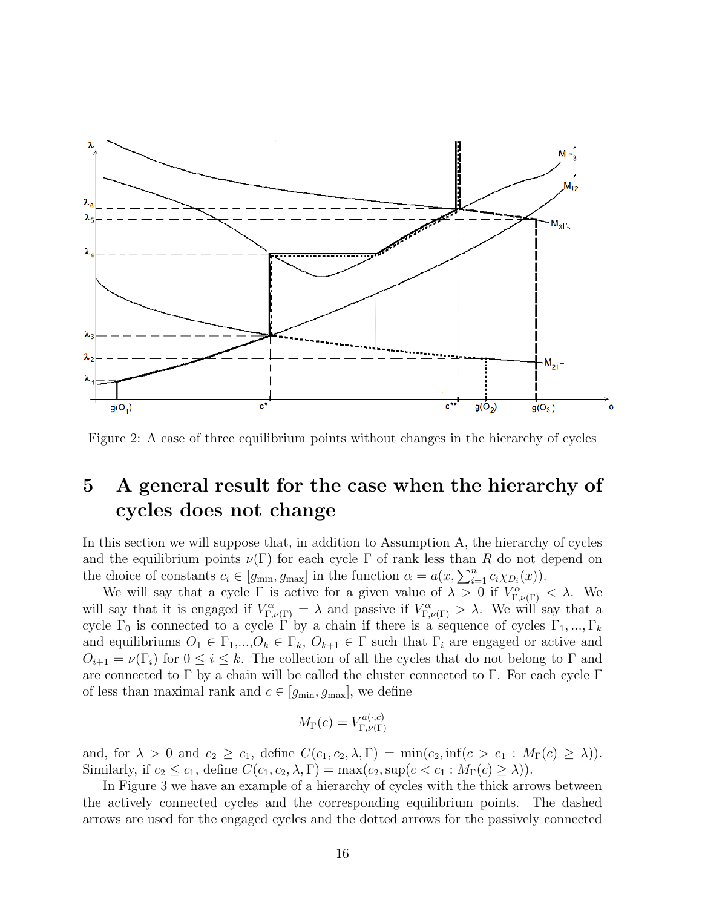Figure 2: A case of three equilibrium points without changes in the hierarchy of cycles

# 5 A general result for the case when the hierarchy of cycles does not change

In this section we will suppose that, in addition to Assumption A, the hierarchy of cycles and the equilibrium points $\nu(\Gamma)$ for each cycle $\Gamma$ of rank less than $R$ do not depend on the choice of constants $c_i \in [g_{\min}, g_{\max}]$ in the function $\alpha = a(x, \sum_{i=1}^n c_i \chi_{D_i}(x))$.

We will say that a cycle $\Gamma$ is active for a given value of $\lambda > 0$ if $V^{\alpha}_{\Gamma,\nu(\Gamma)} < \lambda$. We will say that it is engaged if $V^{\alpha}_{\Gamma,\nu(\Gamma)} = \lambda$ and passive if $V^{\alpha}_{\Gamma,\nu(\Gamma)} > \lambda$. We will say that a cycle $\Gamma_0$ is connected to a cycle $\Gamma$ by a chain if there is a sequence of cycles $\Gamma_1, ..., \Gamma_k$ and equilibriums $O_1 \in \Gamma_1$,...,$O_k \in \Gamma_k$, $O_{k+1} \in \Gamma$ such that $\Gamma_i$ are engaged or active and $O_{i+1} = \nu(\Gamma_i)$ for $0 \le i \le k$. The collection of all the cycles that do not belong to $\Gamma$ and are connected to $\Gamma$ by a chain will be called the cluster connected to $\Gamma$. For each cycle $\Gamma$ of less than maximal rank and $c \in [g_{\min}, g_{\max}]$, we define

$$M_\Gamma(c) = V^{a(\cdot,c)}_{\Gamma,\nu(\Gamma)}$$

and, for $\lambda > 0$ and $c_2 \ge c_1$, define $C(c_1, c_2, \lambda, \Gamma) = \min(c_2, \inf(c > c_1 : M_\Gamma(c) \ge \lambda))$. Similarly, if $c_2 \le c_1$, define $C(c_1, c_2, \lambda, \Gamma) = \max(c_2, \sup(c < c_1 : M_\Gamma(c) \ge \lambda))$.

In Figure 3 we have an example of a hierarchy of cycles with the thick arrows between the actively connected cycles and the corresponding equilibrium points. The dashed arrows are used for the engaged cycles and the dotted arrows for the passively connected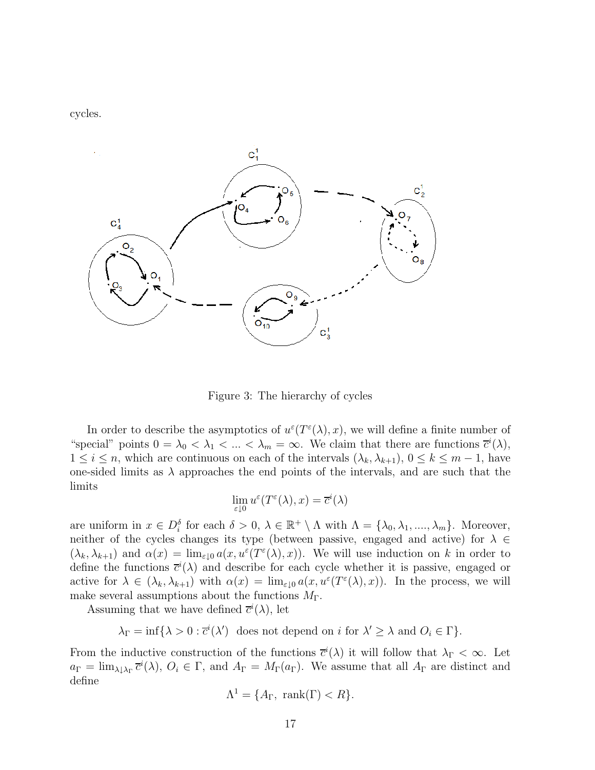cycles.

Figure 3: The hierarchy of cycles

In order to describe the asymptotics of $u^\varepsilon(T^\varepsilon(\lambda), x)$, we will define a finite number of "special" points $0 = \lambda_0 < \lambda_1 < ... < \lambda_m = \infty$. We claim that there are functions $\overline{c}^i(\lambda)$, $1 \leq i \leq n$, which are continuous on each of the intervals $(\lambda_k, \lambda_{k+1})$, $0 \leq k \leq m-1$, have one-sided limits as $\lambda$ approaches the end points of the intervals, and are such that the limits

$$\lim_{\varepsilon \downarrow 0} u^\varepsilon(T^\varepsilon(\lambda), x) = \overline{c}^i(\lambda)$$

are uniform in $x \in D_i^\delta$ for each $\delta > 0$, $\lambda \in \mathbb{R}^+ \setminus \Lambda$ with $\Lambda = \{\lambda_0, \lambda_1, ...., \lambda_m\}$. Moreover, neither of the cycles changes its type (between passive, engaged and active) for $\lambda \in (\lambda_k, \lambda_{k+1})$ and $\alpha(x) = \lim_{\varepsilon \downarrow 0} a(x, u^\varepsilon(T^\varepsilon(\lambda), x))$. We will use induction on $k$ in order to define the functions $\overline{c}^i(\lambda)$ and describe for each cycle whether it is passive, engaged or active for $\lambda \in (\lambda_k, \lambda_{k+1})$ with $\alpha(x) = \lim_{\varepsilon \downarrow 0} a(x, u^\varepsilon(T^\varepsilon(\lambda), x))$. In the process, we will make several assumptions about the functions $M_\Gamma$.

Assuming that we have defined $\overline{c}^i(\lambda)$, let

$$\lambda_\Gamma = \inf\{\lambda > 0 : \overline{c}^i(\lambda') \text{ does not depend on } i \text{ for } \lambda' \geq \lambda \text{ and } O_i \in \Gamma\}.$$

From the inductive construction of the functions $\overline{c}^i(\lambda)$ it will follow that $\lambda_\Gamma < \infty$. Let $a_\Gamma = \lim_{\lambda \downarrow \lambda_\Gamma} \overline{c}^i(\lambda)$, $O_i \in \Gamma$, and $A_\Gamma = M_\Gamma(a_\Gamma)$. We assume that all $A_\Gamma$ are distinct and define

$$\Lambda^1 = \{A_\Gamma, \ \text{rank}(\Gamma) < R\}.$$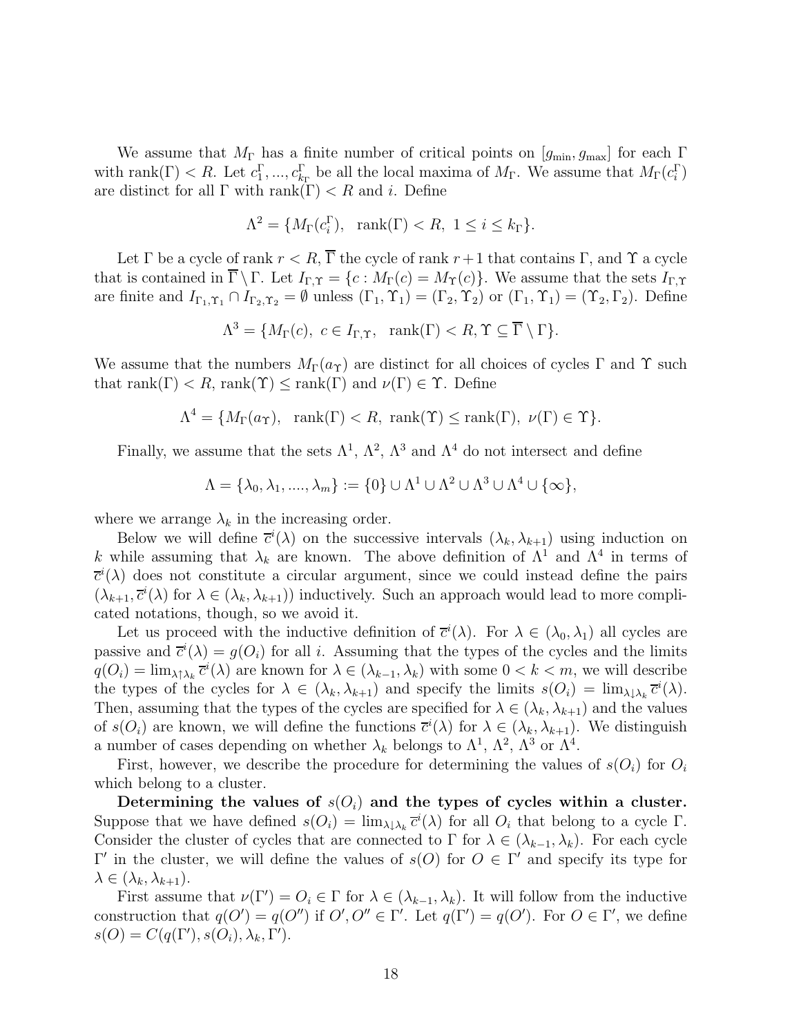We assume that $M_\Gamma$ has a finite number of critical points on $[g_{\min}, g_{\max}]$ for each $\Gamma$ with $\text{rank}(\Gamma) < R$. Let $c_1^\Gamma, ..., c_{k_\Gamma}^\Gamma$ be all the local maxima of $M_\Gamma$. We assume that $M_\Gamma(c_i^\Gamma)$ are distinct for all $\Gamma$ with $\text{rank}(\Gamma) < R$ and $i$. Define

$$\Lambda^2 = \{M_\Gamma(c_i^\Gamma), \;\; \text{rank}(\Gamma) < R, \; 1 \leq i \leq k_\Gamma\}.$$

Let $\Gamma$ be a cycle of rank $r < R$, $\overline{\Gamma}$ the cycle of rank $r+1$ that contains $\Gamma$, and $\Upsilon$ a cycle that is contained in $\overline{\Gamma} \setminus \Gamma$. Let $I_{\Gamma,\Upsilon} = \{c : M_\Gamma(c) = M_\Upsilon(c)\}$. We assume that the sets $I_{\Gamma,\Upsilon}$ are finite and $I_{\Gamma_1,\Upsilon_1} \cap I_{\Gamma_2,\Upsilon_2} = \emptyset$ unless $(\Gamma_1, \Upsilon_1) = (\Gamma_2, \Upsilon_2)$ or $(\Gamma_1, \Upsilon_1) = (\Upsilon_2, \Gamma_2)$. Define

$$\Lambda^3 = \{M_\Gamma(c), \; c \in I_{\Gamma,\Upsilon}, \;\; \text{rank}(\Gamma) < R, \Upsilon \subseteq \overline{\Gamma} \setminus \Gamma\}.$$

We assume that the numbers $M_\Gamma(a_\Upsilon)$ are distinct for all choices of cycles $\Gamma$ and $\Upsilon$ such that $\text{rank}(\Gamma) < R$, $\text{rank}(\Upsilon) \leq \text{rank}(\Gamma)$ and $\nu(\Gamma) \in \Upsilon$. Define

$$\Lambda^4 = \{M_\Gamma(a_\Upsilon), \;\; \text{rank}(\Gamma) < R, \; \text{rank}(\Upsilon) \leq \text{rank}(\Gamma), \; \nu(\Gamma) \in \Upsilon\}.$$

Finally, we assume that the sets $\Lambda^1$, $\Lambda^2$, $\Lambda^3$ and $\Lambda^4$ do not intersect and define

$$\Lambda = \{\lambda_0, \lambda_1, ...., \lambda_m\} := \{0\} \cup \Lambda^1 \cup \Lambda^2 \cup \Lambda^3 \cup \Lambda^4 \cup \{\infty\},$$

where we arrange $\lambda_k$ in the increasing order.

Below we will define $\overline{c}^i(\lambda)$ on the successive intervals $(\lambda_k, \lambda_{k+1})$ using induction on $k$ while assuming that $\lambda_k$ are known. The above definition of $\Lambda^1$ and $\Lambda^4$ in terms of $\overline{c}^i(\lambda)$ does not constitute a circular argument, since we could instead define the pairs $(\lambda_{k+1}, \overline{c}^i(\lambda)$ for $\lambda \in (\lambda_k, \lambda_{k+1}))$ inductively. Such an approach would lead to more complicated notations, though, so we avoid it.

Let us proceed with the inductive definition of $\overline{c}^i(\lambda)$. For $\lambda \in (\lambda_0, \lambda_1)$ all cycles are passive and $\overline{c}^i(\lambda) = g(O_i)$ for all $i$. Assuming that the types of the cycles and the limits $q(O_i) = \lim_{\lambda \uparrow \lambda_k} \overline{c}^i(\lambda)$ are known for $\lambda \in (\lambda_{k-1}, \lambda_k)$ with some $0 < k < m$, we will describe the types of the cycles for $\lambda \in (\lambda_k, \lambda_{k+1})$ and specify the limits $s(O_i) = \lim_{\lambda \downarrow \lambda_k} \overline{c}^i(\lambda)$. Then, assuming that the types of the cycles are specified for $\lambda \in (\lambda_k, \lambda_{k+1})$ and the values of $s(O_i)$ are known, we will define the functions $\overline{c}^i(\lambda)$ for $\lambda \in (\lambda_k, \lambda_{k+1})$. We distinguish a number of cases depending on whether $\lambda_k$ belongs to $\Lambda^1$, $\Lambda^2$, $\Lambda^3$ or $\Lambda^4$.

First, however, we describe the procedure for determining the values of $s(O_i)$ for $O_i$ which belong to a cluster.

**Determining the values of $s(O_i)$ and the types of cycles within a cluster.** Suppose that we have defined $s(O_i) = \lim_{\lambda \downarrow \lambda_k} \overline{c}^i(\lambda)$ for all $O_i$ that belong to a cycle $\Gamma$. Consider the cluster of cycles that are connected to $\Gamma$ for $\lambda \in (\lambda_{k-1}, \lambda_k)$. For each cycle $\Gamma'$ in the cluster, we will define the values of $s(O)$ for $O \in \Gamma'$ and specify its type for $\lambda \in (\lambda_k, \lambda_{k+1})$.

First assume that $\nu(\Gamma') = O_i \in \Gamma$ for $\lambda \in (\lambda_{k-1}, \lambda_k)$. It will follow from the inductive construction that $q(O') = q(O'')$ if $O', O'' \in \Gamma'$. Let $q(\Gamma') = q(O')$. For $O \in \Gamma'$, we define $s(O) = C(q(\Gamma'), s(O_i), \lambda_k, \Gamma')$.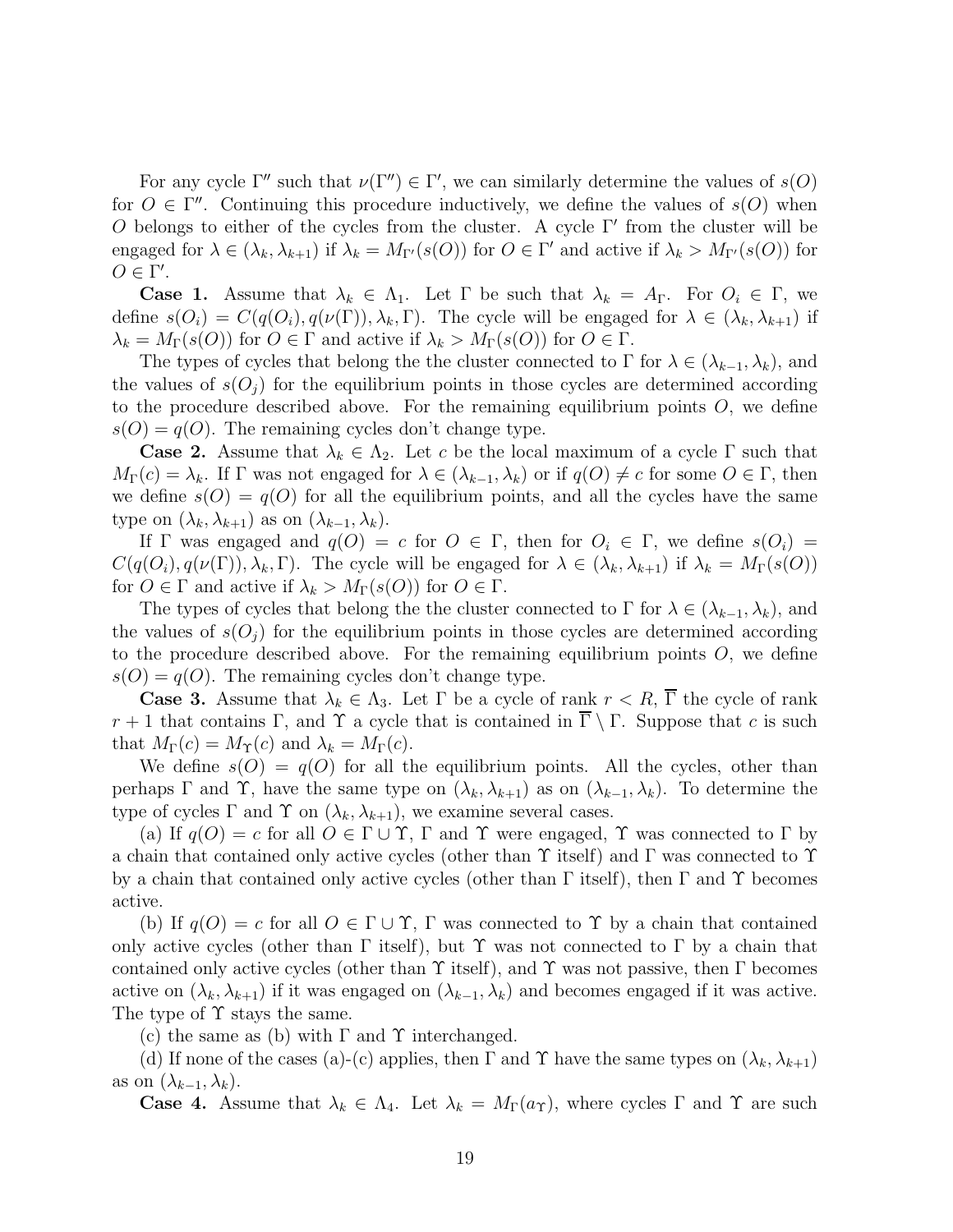For any cycle $\Gamma''$ such that $\nu(\Gamma'') \in \Gamma'$, we can similarly determine the values of $s(O)$ for $O \in \Gamma''$. Continuing this procedure inductively, we define the values of $s(O)$ when $O$ belongs to either of the cycles from the cluster. A cycle $\Gamma'$ from the cluster will be engaged for $\lambda \in (\lambda_k, \lambda_{k+1})$ if $\lambda_k = M_{\Gamma'}(s(O))$ for $O \in \Gamma'$ and active if $\lambda_k > M_{\Gamma'}(s(O))$ for $O \in \Gamma'$.

**Case 1.** Assume that $\lambda_k \in \Lambda_1$. Let $\Gamma$ be such that $\lambda_k = A_\Gamma$. For $O_i \in \Gamma$, we define $s(O_i) = C(q(O_i), q(\nu(\Gamma)), \lambda_k, \Gamma)$. The cycle will be engaged for $\lambda \in (\lambda_k, \lambda_{k+1})$ if $\lambda_k = M_\Gamma(s(O))$ for $O \in \Gamma$ and active if $\lambda_k > M_\Gamma(s(O))$ for $O \in \Gamma$.

The types of cycles that belong the the cluster connected to $\Gamma$ for $\lambda \in (\lambda_{k-1}, \lambda_k)$, and the values of $s(O_j)$ for the equilibrium points in those cycles are determined according to the procedure described above. For the remaining equilibrium points $O$, we define $s(O) = q(O)$. The remaining cycles don't change type.

**Case 2.** Assume that $\lambda_k \in \Lambda_2$. Let $c$ be the local maximum of a cycle $\Gamma$ such that $M_\Gamma(c) = \lambda_k$. If $\Gamma$ was not engaged for $\lambda \in (\lambda_{k-1}, \lambda_k)$ or if $q(O) \neq c$ for some $O \in \Gamma$, then we define $s(O) = q(O)$ for all the equilibrium points, and all the cycles have the same type on $(\lambda_k, \lambda_{k+1})$ as on $(\lambda_{k-1}, \lambda_k)$.

If $\Gamma$ was engaged and $q(O) = c$ for $O \in \Gamma$, then for $O_i \in \Gamma$, we define $s(O_i) = C(q(O_i), q(\nu(\Gamma)), \lambda_k, \Gamma)$. The cycle will be engaged for $\lambda \in (\lambda_k, \lambda_{k+1})$ if $\lambda_k = M_\Gamma(s(O))$ for $O \in \Gamma$ and active if $\lambda_k > M_\Gamma(s(O))$ for $O \in \Gamma$.

The types of cycles that belong the the cluster connected to $\Gamma$ for $\lambda \in (\lambda_{k-1}, \lambda_k)$, and the values of $s(O_j)$ for the equilibrium points in those cycles are determined according to the procedure described above. For the remaining equilibrium points $O$, we define $s(O) = q(O)$. The remaining cycles don't change type.

**Case 3.** Assume that $\lambda_k \in \Lambda_3$. Let $\Gamma$ be a cycle of rank $r < R$, $\overline{\Gamma}$ the cycle of rank $r+1$ that contains $\Gamma$, and $\Upsilon$ a cycle that is contained in $\overline{\Gamma} \setminus \Gamma$. Suppose that $c$ is such that $M_\Gamma(c) = M_\Upsilon(c)$ and $\lambda_k = M_\Gamma(c)$.

We define $s(O) = q(O)$ for all the equilibrium points. All the cycles, other than perhaps $\Gamma$ and $\Upsilon$, have the same type on $(\lambda_k, \lambda_{k+1})$ as on $(\lambda_{k-1}, \lambda_k)$. To determine the type of cycles $\Gamma$ and $\Upsilon$ on $(\lambda_k, \lambda_{k+1})$, we examine several cases.

(a) If $q(O) = c$ for all $O \in \Gamma \cup \Upsilon$, $\Gamma$ and $\Upsilon$ were engaged, $\Upsilon$ was connected to $\Gamma$ by a chain that contained only active cycles (other than $\Upsilon$ itself) and $\Gamma$ was connected to $\Upsilon$ by a chain that contained only active cycles (other than $\Gamma$ itself), then $\Gamma$ and $\Upsilon$ becomes active.

(b) If $q(O) = c$ for all $O \in \Gamma \cup \Upsilon$, $\Gamma$ was connected to $\Upsilon$ by a chain that contained only active cycles (other than $\Gamma$ itself), but $\Upsilon$ was not connected to $\Gamma$ by a chain that contained only active cycles (other than $\Upsilon$ itself), and $\Upsilon$ was not passive, then $\Gamma$ becomes active on $(\lambda_k, \lambda_{k+1})$ if it was engaged on $(\lambda_{k-1}, \lambda_k)$ and becomes engaged if it was active. The type of $\Upsilon$ stays the same.

(c) the same as (b) with $\Gamma$ and $\Upsilon$ interchanged.

(d) If none of the cases (a)-(c) applies, then $\Gamma$ and $\Upsilon$ have the same types on $(\lambda_k, \lambda_{k+1})$ as on $(\lambda_{k-1}, \lambda_k)$.

**Case 4.** Assume that $\lambda_k \in \Lambda_4$. Let $\lambda_k = M_\Gamma(a_\Upsilon)$, where cycles $\Gamma$ and $\Upsilon$ are such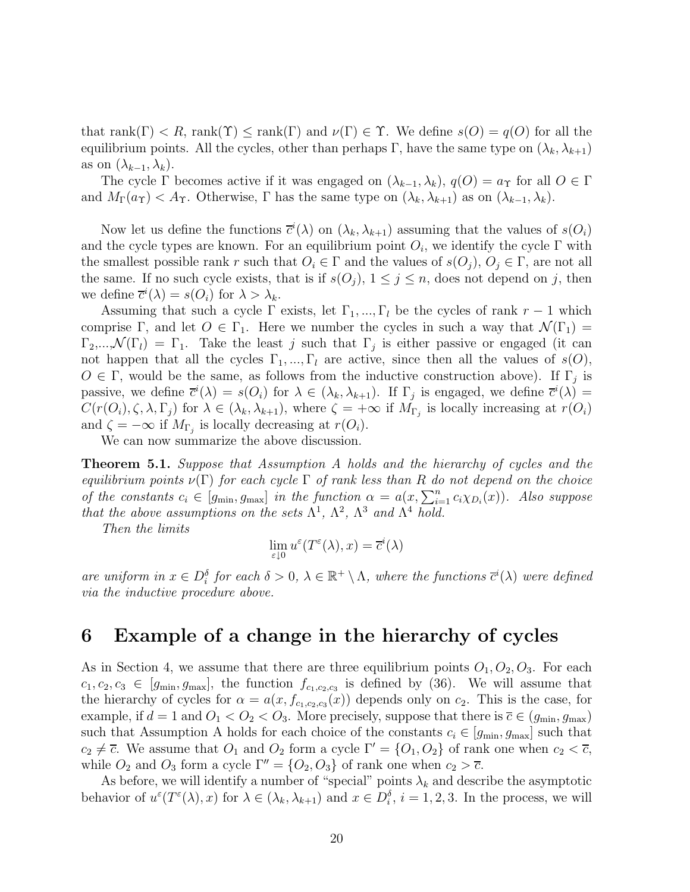that $\mathrm{rank}(\Gamma) < R$, $\mathrm{rank}(\Upsilon) \leq \mathrm{rank}(\Gamma)$ and $\nu(\Gamma) \in \Upsilon$. We define $s(O) = q(O)$ for all the equilibrium points. All the cycles, other than perhaps $\Gamma$, have the same type on $(\lambda_k, \lambda_{k+1})$ as on $(\lambda_{k-1}, \lambda_k)$.

The cycle $\Gamma$ becomes active if it was engaged on $(\lambda_{k-1}, \lambda_k)$, $q(O) = a_\Upsilon$ for all $O \in \Gamma$ and $M_\Gamma(a_\Upsilon) < A_\Upsilon$. Otherwise, $\Gamma$ has the same type on $(\lambda_k, \lambda_{k+1})$ as on $(\lambda_{k-1}, \lambda_k)$.

Now let us define the functions $\overline{c}^i(\lambda)$ on $(\lambda_k, \lambda_{k+1})$ assuming that the values of $s(O_i)$ and the cycle types are known. For an equilibrium point $O_i$, we identify the cycle $\Gamma$ with the smallest possible rank $r$ such that $O_i \in \Gamma$ and the values of $s(O_j)$, $O_j \in \Gamma$, are not all the same. If no such cycle exists, that is if $s(O_j)$, $1 \leq j \leq n$, does not depend on $j$, then we define $\overline{c}^i(\lambda) = s(O_i)$ for $\lambda > \lambda_k$.

Assuming that such a cycle $\Gamma$ exists, let $\Gamma_1, ..., \Gamma_l$ be the cycles of rank $r-1$ which comprise $\Gamma$, and let $O \in \Gamma_1$. Here we number the cycles in such a way that $\mathcal{N}(\Gamma_1) = \Gamma_2$,...,$\mathcal{N}(\Gamma_l) = \Gamma_1$. Take the least $j$ such that $\Gamma_j$ is either passive or engaged (it can not happen that all the cycles $\Gamma_1, ..., \Gamma_l$ are active, since then all the values of $s(O)$, $O \in \Gamma$, would be the same, as follows from the inductive construction above). If $\Gamma_j$ is passive, we define $\overline{c}^i(\lambda) = s(O_i)$ for $\lambda \in (\lambda_k, \lambda_{k+1})$. If $\Gamma_j$ is engaged, we define $\overline{c}^i(\lambda) = C(r(O_i), \zeta, \lambda, \Gamma_j)$ for $\lambda \in (\lambda_k, \lambda_{k+1})$, where $\zeta = +\infty$ if $M_{\Gamma_j}$ is locally increasing at $r(O_i)$ and $\zeta = -\infty$ if $M_{\Gamma_j}$ is locally decreasing at $r(O_i)$.

We can now summarize the above discussion.

**Theorem 5.1.** *Suppose that Assumption A holds and the hierarchy of cycles and the equilibrium points $\nu(\Gamma)$ for each cycle $\Gamma$ of rank less than $R$ do not depend on the choice of the constants $c_i \in [g_{\min}, g_{\max}]$ in the function $\alpha = a(x, \sum_{i=1}^n c_i \chi_{D_i}(x))$. Also suppose that the above assumptions on the sets $\Lambda^1$, $\Lambda^2$, $\Lambda^3$ and $\Lambda^4$ hold.*

*Then the limits*

$$\lim_{\varepsilon \downarrow 0} u^\varepsilon(T^\varepsilon(\lambda), x) = \overline{c}^i(\lambda)$$

*are uniform in $x \in D_i^\delta$ for each $\delta > 0$, $\lambda \in \mathbb{R}^+ \setminus \Lambda$, where the functions $\overline{c}^i(\lambda)$ were defined via the inductive procedure above.*

# 6 Example of a change in the hierarchy of cycles

As in Section 4, we assume that there are three equilibrium points $O_1, O_2, O_3$. For each $c_1, c_2, c_3 \in [g_{\min}, g_{\max}]$, the function $f_{c_1,c_2,c_3}$ is defined by (36). We will assume that the hierarchy of cycles for $\alpha = a(x, f_{c_1,c_2,c_3}(x))$ depends only on $c_2$. This is the case, for example, if $d = 1$ and $O_1 < O_2 < O_3$. More precisely, suppose that there is $\overline{c} \in (g_{\min}, g_{\max})$ such that Assumption A holds for each choice of the constants $c_i \in [g_{\min}, g_{\max}]$ such that $c_2 \neq \overline{c}$. We assume that $O_1$ and $O_2$ form a cycle $\Gamma' = \{O_1, O_2\}$ of rank one when $c_2 < \overline{c}$, while $O_2$ and $O_3$ form a cycle $\Gamma'' = \{O_2, O_3\}$ of rank one when $c_2 > \overline{c}$.

As before, we will identify a number of "special" points $\lambda_k$ and describe the asymptotic behavior of $u^\varepsilon(T^\varepsilon(\lambda), x)$ for $\lambda \in (\lambda_k, \lambda_{k+1})$ and $x \in D_i^\delta$, $i = 1, 2, 3$. In the process, we will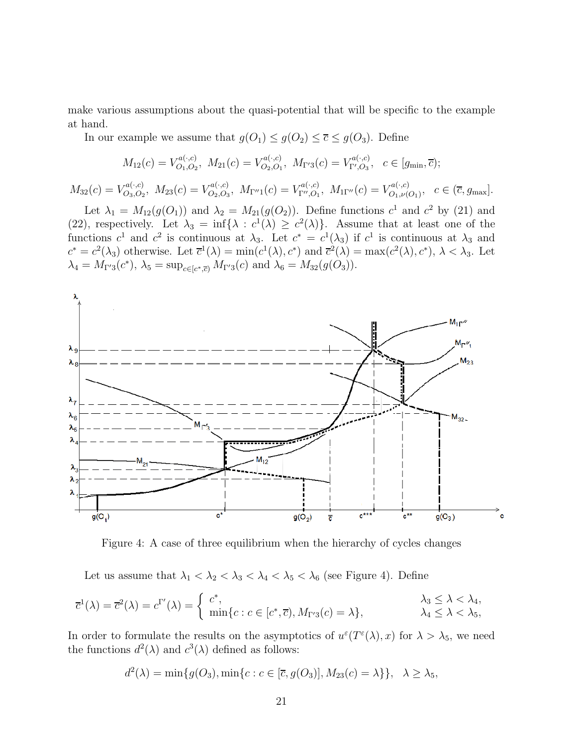make various assumptions about the quasi-potential that will be specific to the example at hand.

In our example we assume that $g(O_1) \le g(O_2) \le \overline{c} \le g(O_3)$. Define

$$M_{12}(c) = V^{a(\cdot,c)}_{O_1,O_2},\ M_{21}(c) = V^{a(\cdot,c)}_{O_2,O_1},\ M_{\Gamma'3}(c) = V^{a(\cdot,c)}_{\Gamma',O_3},\quad c \in [g_{\min}, \overline{c});$$

$$M_{32}(c) = V^{a(\cdot,c)}_{O_3,O_2},\ M_{23}(c) = V^{a(\cdot,c)}_{O_2,O_3},\ M_{\Gamma''1}(c) = V^{a(\cdot,c)}_{\Gamma'',O_1},\ M_{1\Gamma''}(c) = V^{a(\cdot,c)}_{O_1,\nu(O_1)},\quad c \in (\overline{c}, g_{\max}].$$

Let $\lambda_1 = M_{12}(g(O_1))$ and $\lambda_2 = M_{21}(g(O_2))$. Define functions $c^1$ and $c^2$ by (21) and (22), respectively. Let $\lambda_3 = \inf\{\lambda : c^1(\lambda) \ge c^2(\lambda)\}$. Assume that at least one of the functions $c^1$ and $c^2$ is continuous at $\lambda_3$. Let $c^* = c^1(\lambda_3)$ if $c^1$ is continuous at $\lambda_3$ and $c^* = c^2(\lambda_3)$ otherwise. Let $\overline{c}^1(\lambda) = \min(c^1(\lambda), c^*)$ and $\overline{c}^2(\lambda) = \max(c^2(\lambda), c^*)$, $\lambda < \lambda_3$. Let $\lambda_4 = M_{\Gamma'3}(c^*)$, $\lambda_5 = \sup_{c \in [c^*, \overline{c})} M_{\Gamma'3}(c)$ and $\lambda_6 = M_{32}(g(O_3))$.

Figure 4: A case of three equilibrium when the hierarchy of cycles changes

Let us assume that $\lambda_1 < \lambda_2 < \lambda_3 < \lambda_4 < \lambda_5 < \lambda_6$ (see Figure 4). Define

$$\overline{c}^1(\lambda) = \overline{c}^2(\lambda) = c^{\Gamma'}(\lambda) = \begin{cases} c^*, & \lambda_3 \le \lambda < \lambda_4, \\ \min\{c : c \in [c^*, \overline{c}), M_{\Gamma'3}(c) = \lambda\}, & \lambda_4 \le \lambda < \lambda_5, \end{cases}$$

In order to formulate the results on the asymptotics of $u^\varepsilon(T^\varepsilon(\lambda), x)$ for $\lambda > \lambda_5$, we need the functions $d^2(\lambda)$ and $c^3(\lambda)$ defined as follows:

$$d^2(\lambda) = \min\{g(O_3), \min\{c : c \in [\overline{c}, g(O_3)], M_{23}(c) = \lambda\}\},\quad \lambda \ge \lambda_5,$$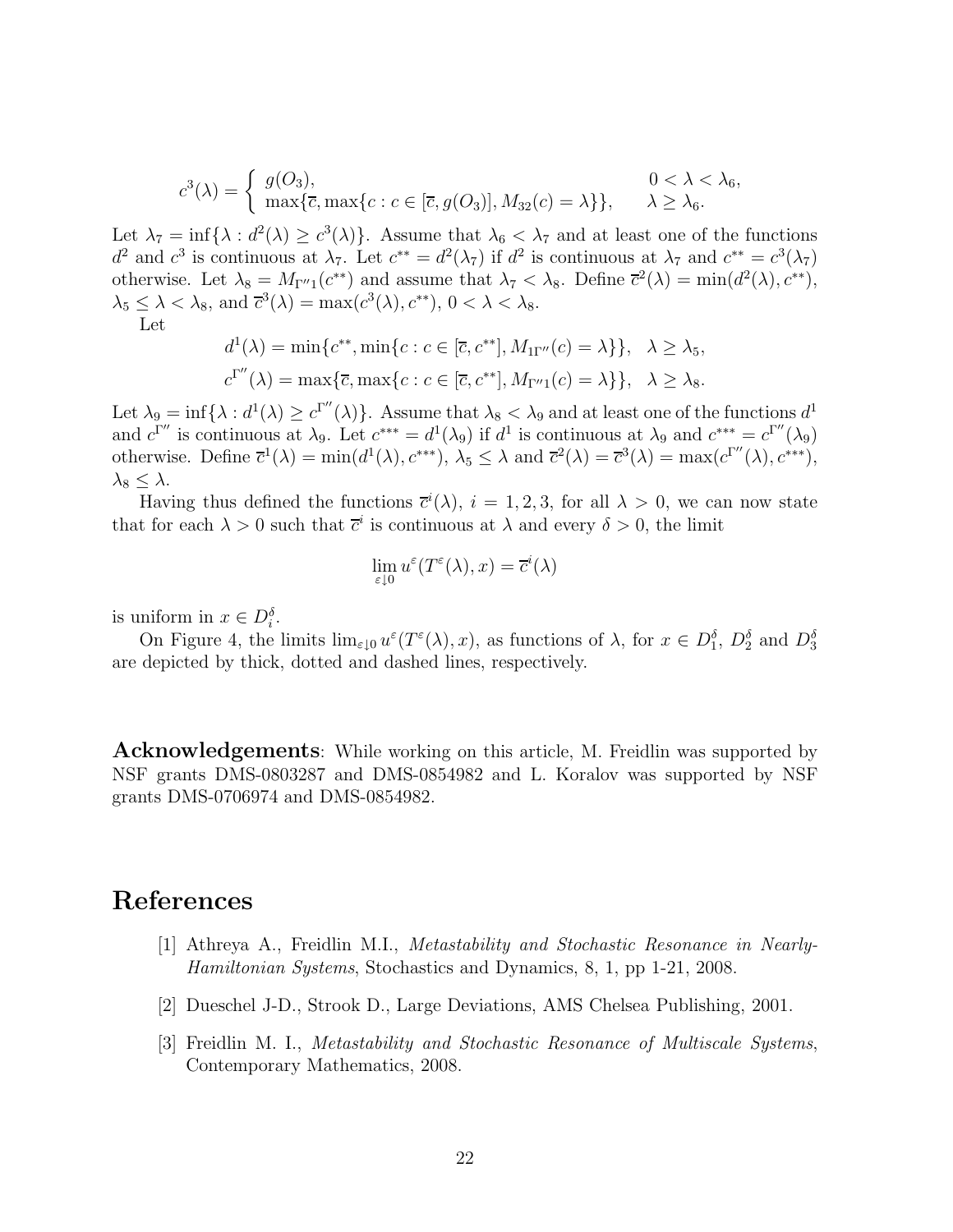$$
c^3(\lambda) = \begin{cases} g(O_3), & 0 < \lambda < \lambda_6, \\ \max\{\overline{c}, \max\{c : c \in [\overline{c}, g(O_3)], M_{32}(c) = \lambda\}\}, & \lambda \geq \lambda_6. \end{cases}
$$

Let $\lambda_7 = \inf\{\lambda : d^2(\lambda) \geq c^3(\lambda)\}$. Assume that $\lambda_6 < \lambda_7$ and at least one of the functions $d^2$ and $c^3$ is continuous at $\lambda_7$. Let $c^{**} = d^2(\lambda_7)$ if $d^2$ is continuous at $\lambda_7$ and $c^{**} = c^3(\lambda_7)$ otherwise. Let $\lambda_8 = M_{\Gamma''1}(c^{**})$ and assume that $\lambda_7 < \lambda_8$. Define $\overline{c}^2(\lambda) = \min(d^2(\lambda), c^{**})$, $\lambda_5 \leq \lambda < \lambda_8$, and $\overline{c}^3(\lambda) = \max(c^3(\lambda), c^{**})$, $0 < \lambda < \lambda_8$.

Let

$$
d^1(\lambda) = \min\{c^{**}, \min\{c : c \in [\overline{c}, c^{**}], M_{1\Gamma''}(c) = \lambda\}\}, \quad \lambda \geq \lambda_5,
$$

$$
c^{\Gamma''}(\lambda) = \max\{\overline{c}, \max\{c : c \in [\overline{c}, c^{**}], M_{\Gamma''1}(c) = \lambda\}\}, \quad \lambda \geq \lambda_8.
$$

Let $\lambda_9 = \inf\{\lambda : d^1(\lambda) \geq c^{\Gamma''}(\lambda)\}$. Assume that $\lambda_8 < \lambda_9$ and at least one of the functions $d^1$ and $c^{\Gamma''}$ is continuous at $\lambda_9$. Let $c^{***} = d^1(\lambda_9)$ if $d^1$ is continuous at $\lambda_9$ and $c^{***} = c^{\Gamma''}(\lambda_9)$ otherwise. Define $\overline{c}^1(\lambda) = \min(d^1(\lambda), c^{***})$, $\lambda_5 \leq \lambda$ and $\overline{c}^2(\lambda) = \overline{c}^3(\lambda) = \max(c^{\Gamma''}(\lambda), c^{***})$, $\lambda_8 \leq \lambda$.

Having thus defined the functions $\overline{c}^i(\lambda)$, $i = 1, 2, 3$, for all $\lambda > 0$, we can now state that for each $\lambda > 0$ such that $\overline{c}^i$ is continuous at $\lambda$ and every $\delta > 0$, the limit

$$
\lim_{\varepsilon \downarrow 0} u^\varepsilon(T^\varepsilon(\lambda), x) = \overline{c}^i(\lambda)
$$

is uniform in $x \in D_i^\delta$.

On Figure 4, the limits $\lim_{\varepsilon \downarrow 0} u^\varepsilon(T^\varepsilon(\lambda), x)$, as functions of $\lambda$, for $x \in D_1^\delta$, $D_2^\delta$ and $D_3^\delta$ are depicted by thick, dotted and dashed lines, respectively.

**Acknowledgements**: While working on this article, M. Freidlin was supported by NSF grants DMS-0803287 and DMS-0854982 and L. Koralov was supported by NSF grants DMS-0706974 and DMS-0854982.

# References

[1] Athreya A., Freidlin M.I., *Metastability and Stochastic Resonance in Nearly-Hamiltonian Systems*, Stochastics and Dynamics, 8, 1, pp 1-21, 2008.

[2] Dueschel J-D., Strook D., Large Deviations, AMS Chelsea Publishing, 2001.

[3] Freidlin M. I., *Metastability and Stochastic Resonance of Multiscale Systems*, Contemporary Mathematics, 2008.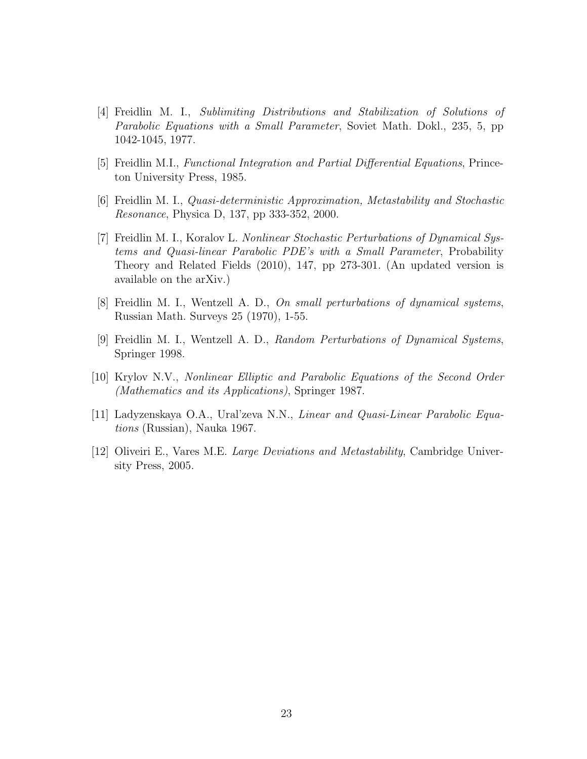[4] Freidlin M. I., *Sublimiting Distributions and Stabilization of Solutions of Parabolic Equations with a Small Parameter*, Soviet Math. Dokl., 235, 5, pp 1042-1045, 1977.

[5] Freidlin M.I., *Functional Integration and Partial Differential Equations*, Princeton University Press, 1985.

[6] Freidlin M. I., *Quasi-deterministic Approximation, Metastability and Stochastic Resonance*, Physica D, 137, pp 333-352, 2000.

[7] Freidlin M. I., Koralov L. *Nonlinear Stochastic Perturbations of Dynamical Systems and Quasi-linear Parabolic PDE's with a Small Parameter*, Probability Theory and Related Fields (2010), 147, pp 273-301. (An updated version is available on the arXiv.)

[8] Freidlin M. I., Wentzell A. D., *On small perturbations of dynamical systems*, Russian Math. Surveys 25 (1970), 1-55.

[9] Freidlin M. I., Wentzell A. D., *Random Perturbations of Dynamical Systems*, Springer 1998.

[10] Krylov N.V., *Nonlinear Elliptic and Parabolic Equations of the Second Order (Mathematics and its Applications)*, Springer 1987.

[11] Ladyzenskaya O.A., Ural'zeva N.N., *Linear and Quasi-Linear Parabolic Equations* (Russian), Nauka 1967.

[12] Oliveiri E., Vares M.E. *Large Deviations and Metastability*, Cambridge University Press, 2005.